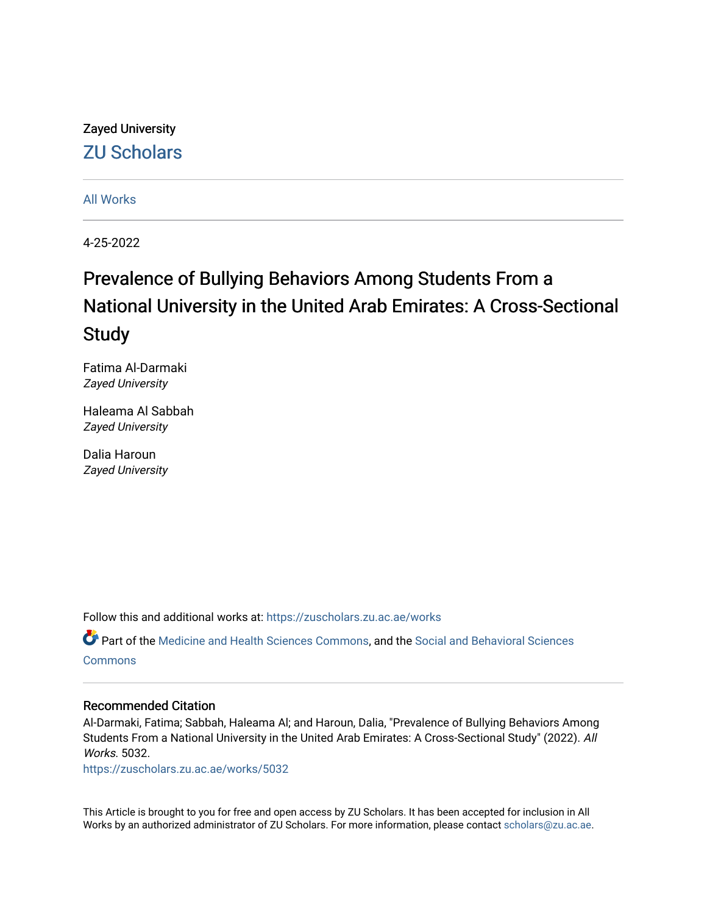Zayed University

ZU Scholars

All Works

4-25-2022

# Prevalence of Bullying Behaviors Among Students From a National University in the United Arab Emirates: A Cross-Sectional Study

Fatima Al-Darmaki
*Zayed University*

Haleama Al Sabbah
*Zayed University*

Dalia Haroun
*Zayed University*

Follow this and additional works at: https://zuscholars.zu.ac.ae/works

Part of the Medicine and Health Sciences Commons, and the Social and Behavioral Sciences Commons

## Recommended Citation

Al-Darmaki, Fatima; Sabbah, Haleama Al; and Haroun, Dalia, "Prevalence of Bullying Behaviors Among Students From a National University in the United Arab Emirates: A Cross-Sectional Study" (2022). *All Works*. 5032.
https://zuscholars.zu.ac.ae/works/5032

This Article is brought to you for free and open access by ZU Scholars. It has been accepted for inclusion in All Works by an authorized administrator of ZU Scholars. For more information, please contact scholars@zu.ac.ae.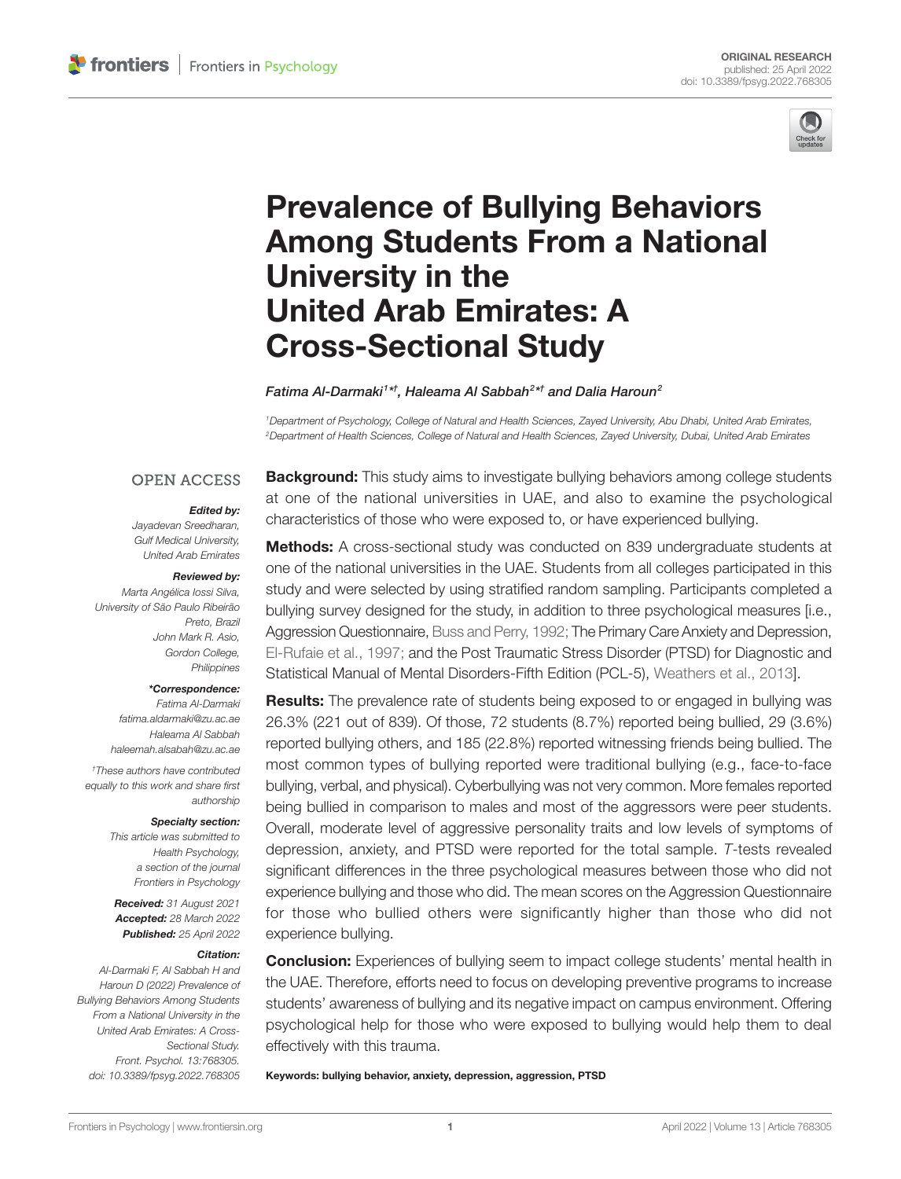# Prevalence of Bullying Behaviors Among Students From a National University in the United Arab Emirates: A Cross-Sectional Study

*Fatima Al-Darmaki[1*†], Haleama Al Sabbah[2*†] and Dalia Haroun[2]*

[1]Department of Psychology, College of Natural and Health Sciences, Zayed University, Abu Dhabi, United Arab Emirates,
[2]Department of Health Sciences, College of Natural and Health Sciences, Zayed University, Dubai, United Arab Emirates

OPEN ACCESS

***Edited by:***
*Jayadevan Sreedharan, Gulf Medical University, United Arab Emirates*

***Reviewed by:***
*Marta Angélica Iossi Silva, University of São Paulo Ribeirão Preto, Brazil*
*John Mark R. Asio, Gordon College, Philippines*

***\*Correspondence:***
*Fatima Al-Darmaki*
*fatima.aldarmaki@zu.ac.ae*
*Haleama Al Sabbah*
*haleemah.alsabah@zu.ac.ae*

*†These authors have contributed equally to this work and share first authorship*

***Specialty section:***
*This article was submitted to Health Psychology, a section of the journal Frontiers in Psychology*

***Received:*** *31 August 2021*
***Accepted:*** *28 March 2022*
***Published:*** *25 April 2022*

***Citation:***
*Al-Darmaki F, Al Sabbah H and Haroun D (2022) Prevalence of Bullying Behaviors Among Students From a National University in the United Arab Emirates: A Cross-Sectional Study. Front. Psychol. 13:768305. doi: 10.3389/fpsyg.2022.768305*

**Background:** This study aims to investigate bullying behaviors among college students at one of the national universities in UAE, and also to examine the psychological characteristics of those who were exposed to, or have experienced bullying.

**Methods:** A cross-sectional study was conducted on 839 undergraduate students at one of the national universities in the UAE. Students from all colleges participated in this study and were selected by using stratified random sampling. Participants completed a bullying survey designed for the study, in addition to three psychological measures [i.e., Aggression Questionnaire, Buss and Perry, 1992; The Primary Care Anxiety and Depression, El-Rufaie et al., 1997; and the Post Traumatic Stress Disorder (PTSD) for Diagnostic and Statistical Manual of Mental Disorders-Fifth Edition (PCL-5), Weathers et al., 2013].

**Results:** The prevalence rate of students being exposed to or engaged in bullying was 26.3% (221 out of 839). Of those, 72 students (8.7%) reported being bullied, 29 (3.6%) reported bullying others, and 185 (22.8%) reported witnessing friends being bullied. The most common types of bullying reported were traditional bullying (e.g., face-to-face bullying, verbal, and physical). Cyberbullying was not very common. More females reported being bullied in comparison to males and most of the aggressors were peer students. Overall, moderate level of aggressive personality traits and low levels of symptoms of depression, anxiety, and PTSD were reported for the total sample. *T*-tests revealed significant differences in the three psychological measures between those who did not experience bullying and those who did. The mean scores on the Aggression Questionnaire for those who bullied others were significantly higher than those who did not experience bullying.

**Conclusion:** Experiences of bullying seem to impact college students' mental health in the UAE. Therefore, efforts need to focus on developing preventive programs to increase students' awareness of bullying and its negative impact on campus environment. Offering psychological help for those who were exposed to bullying would help them to deal effectively with this trauma.

**Keywords: bullying behavior, anxiety, depression, aggression, PTSD**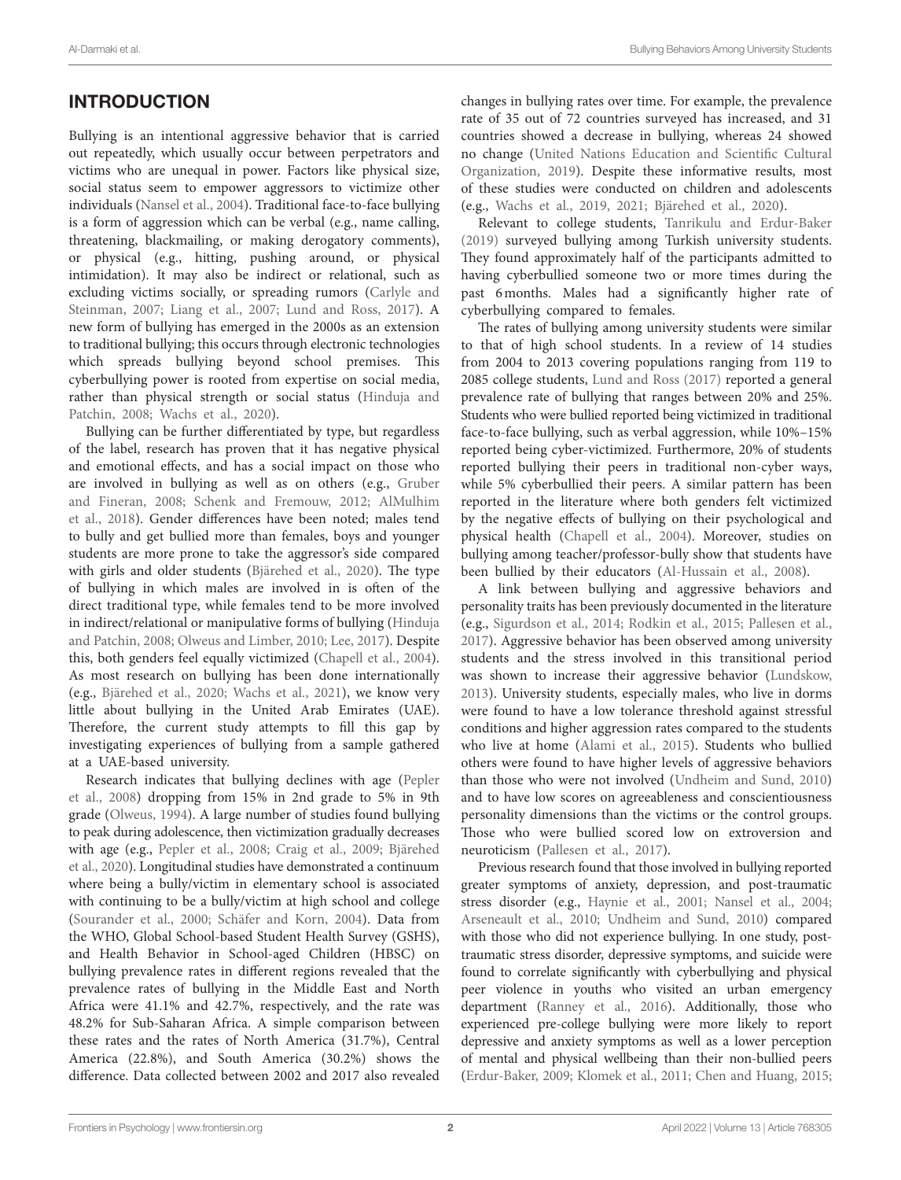## INTRODUCTION

Bullying is an intentional aggressive behavior that is carried out repeatedly, which usually occur between perpetrators and victims who are unequal in power. Factors like physical size, social status seem to empower aggressors to victimize other individuals (Nansel et al., 2004). Traditional face-to-face bullying is a form of aggression which can be verbal (e.g., name calling, threatening, blackmailing, or making derogatory comments), or physical (e.g., hitting, pushing around, or physical intimidation). It may also be indirect or relational, such as excluding victims socially, or spreading rumors (Carlyle and Steinman, 2007; Liang et al., 2007; Lund and Ross, 2017). A new form of bullying has emerged in the 2000s as an extension to traditional bullying; this occurs through electronic technologies which spreads bullying beyond school premises. This cyberbullying power is rooted from expertise on social media, rather than physical strength or social status (Hinduja and Patchin, 2008; Wachs et al., 2020).

Bullying can be further differentiated by type, but regardless of the label, research has proven that it has negative physical and emotional effects, and has a social impact on those who are involved in bullying as well as on others (e.g., Gruber and Fineran, 2008; Schenk and Fremouw, 2012; AlMulhim et al., 2018). Gender differences have been noted; males tend to bully and get bullied more than females, boys and younger students are more prone to take the aggressor's side compared with girls and older students (Bjärehed et al., 2020). The type of bullying in which males are involved in is often of the direct traditional type, while females tend to be more involved in indirect/relational or manipulative forms of bullying (Hinduja and Patchin, 2008; Olweus and Limber, 2010; Lee, 2017). Despite this, both genders feel equally victimized (Chapell et al., 2004). As most research on bullying has been done internationally (e.g., Bjärehed et al., 2020; Wachs et al., 2021), we know very little about bullying in the United Arab Emirates (UAE). Therefore, the current study attempts to fill this gap by investigating experiences of bullying from a sample gathered at a UAE-based university.

Research indicates that bullying declines with age (Pepler et al., 2008) dropping from 15% in 2nd grade to 5% in 9th grade (Olweus, 1994). A large number of studies found bullying to peak during adolescence, then victimization gradually decreases with age (e.g., Pepler et al., 2008; Craig et al., 2009; Bjärehed et al., 2020). Longitudinal studies have demonstrated a continuum where being a bully/victim in elementary school is associated with continuing to be a bully/victim at high school and college (Sourander et al., 2000; Schäfer and Korn, 2004). Data from the WHO, Global School-based Student Health Survey (GSHS), and Health Behavior in School-aged Children (HBSC) on bullying prevalence rates in different regions revealed that the prevalence rates of bullying in the Middle East and North Africa were 41.1% and 42.7%, respectively, and the rate was 48.2% for Sub-Saharan Africa. A simple comparison between these rates and the rates of North America (31.7%), Central America (22.8%), and South America (30.2%) shows the difference. Data collected between 2002 and 2017 also revealed changes in bullying rates over time. For example, the prevalence rate of 35 out of 72 countries surveyed has increased, and 31 countries showed a decrease in bullying, whereas 24 showed no change (United Nations Education and Scientific Cultural Organization, 2019). Despite these informative results, most of these studies were conducted on children and adolescents (e.g., Wachs et al., 2019, 2021; Bjärehed et al., 2020).

Relevant to college students, Tanrikulu and Erdur-Baker (2019) surveyed bullying among Turkish university students. They found approximately half of the participants admitted to having cyberbullied someone two or more times during the past 6 months. Males had a significantly higher rate of cyberbullying compared to females.

The rates of bullying among university students were similar to that of high school students. In a review of 14 studies from 2004 to 2013 covering populations ranging from 119 to 2085 college students, Lund and Ross (2017) reported a general prevalence rate of bullying that ranges between 20% and 25%. Students who were bullied reported being victimized in traditional face-to-face bullying, such as verbal aggression, while 10%–15% reported being cyber-victimized. Furthermore, 20% of students reported bullying their peers in traditional non-cyber ways, while 5% cyberbullied their peers. A similar pattern has been reported in the literature where both genders felt victimized by the negative effects of bullying on their psychological and physical health (Chapell et al., 2004). Moreover, studies on bullying among teacher/professor-bully show that students have been bullied by their educators (Al-Hussain et al., 2008).

A link between bullying and aggressive behaviors and personality traits has been previously documented in the literature (e.g., Sigurdson et al., 2014; Rodkin et al., 2015; Pallesen et al., 2017). Aggressive behavior has been observed among university students and the stress involved in this transitional period was shown to increase their aggressive behavior (Lundskow, 2013). University students, especially males, who live in dorms were found to have a low tolerance threshold against stressful conditions and higher aggression rates compared to the students who live at home (Alami et al., 2015). Students who bullied others were found to have higher levels of aggressive behaviors than those who were not involved (Undheim and Sund, 2010) and to have low scores on agreeableness and conscientiousness personality dimensions than the victims or the control groups. Those who were bullied scored low on extroversion and neuroticism (Pallesen et al., 2017).

Previous research found that those involved in bullying reported greater symptoms of anxiety, depression, and post-traumatic stress disorder (e.g., Haynie et al., 2001; Nansel et al., 2004; Arseneault et al., 2010; Undheim and Sund, 2010) compared with those who did not experience bullying. In one study, post-traumatic stress disorder, depressive symptoms, and suicide were found to correlate significantly with cyberbullying and physical peer violence in youths who visited an urban emergency department (Ranney et al., 2016). Additionally, those who experienced pre-college bullying were more likely to report depressive and anxiety symptoms as well as a lower perception of mental and physical wellbeing than their non-bullied peers (Erdur-Baker, 2009; Klomek et al., 2011; Chen and Huang, 2015;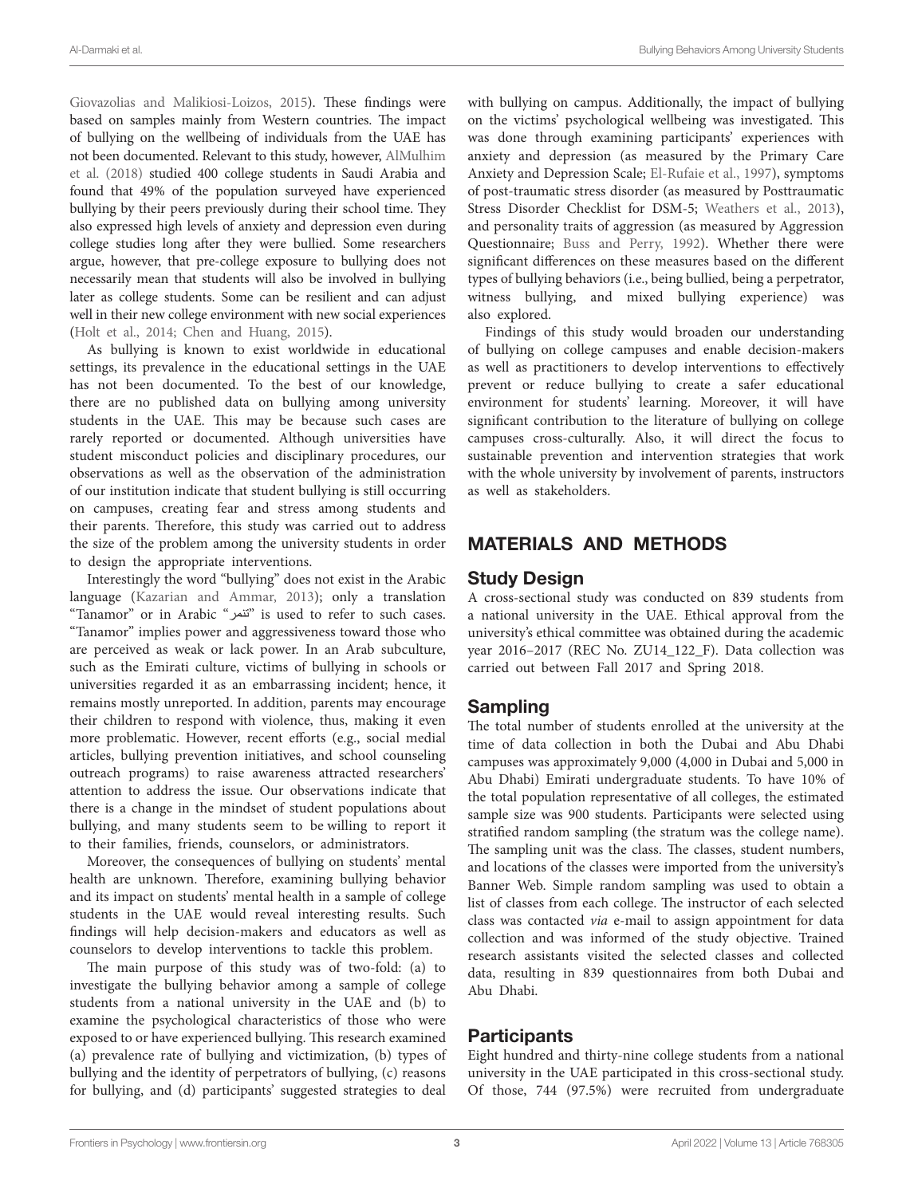Giovazolias and Malikiosi-Loizos, 2015). These findings were based on samples mainly from Western countries. The impact of bullying on the wellbeing of individuals from the UAE has not been documented. Relevant to this study, however, AlMulhim et al. (2018) studied 400 college students in Saudi Arabia and found that 49% of the population surveyed have experienced bullying by their peers previously during their school time. They also expressed high levels of anxiety and depression even during college studies long after they were bullied. Some researchers argue, however, that pre-college exposure to bullying does not necessarily mean that students will also be involved in bullying later as college students. Some can be resilient and can adjust well in their new college environment with new social experiences (Holt et al., 2014; Chen and Huang, 2015).

As bullying is known to exist worldwide in educational settings, its prevalence in the educational settings in the UAE has not been documented. To the best of our knowledge, there are no published data on bullying among university students in the UAE. This may be because such cases are rarely reported or documented. Although universities have student misconduct policies and disciplinary procedures, our observations as well as the observation of the administration of our institution indicate that student bullying is still occurring on campuses, creating fear and stress among students and their parents. Therefore, this study was carried out to address the size of the problem among the university students in order to design the appropriate interventions.

Interestingly the word "bullying" does not exist in the Arabic language (Kazarian and Ammar, 2013); only a translation "Tanamor" or in Arabic "تنمر" is used to refer to such cases. "Tanamor" implies power and aggressiveness toward those who are perceived as weak or lack power. In an Arab subculture, such as the Emirati culture, victims of bullying in schools or universities regarded it as an embarrassing incident; hence, it remains mostly unreported. In addition, parents may encourage their children to respond with violence, thus, making it even more problematic. However, recent efforts (e.g., social medial articles, bullying prevention initiatives, and school counseling outreach programs) to raise awareness attracted researchers' attention to address the issue. Our observations indicate that there is a change in the mindset of student populations about bullying, and many students seem to be willing to report it to their families, friends, counselors, or administrators.

Moreover, the consequences of bullying on students' mental health are unknown. Therefore, examining bullying behavior and its impact on students' mental health in a sample of college students in the UAE would reveal interesting results. Such findings will help decision-makers and educators as well as counselors to develop interventions to tackle this problem.

The main purpose of this study was of two-fold: (a) to investigate the bullying behavior among a sample of college students from a national university in the UAE and (b) to examine the psychological characteristics of those who were exposed to or have experienced bullying. This research examined (a) prevalence rate of bullying and victimization, (b) types of bullying and the identity of perpetrators of bullying, (c) reasons for bullying, and (d) participants' suggested strategies to deal with bullying on campus. Additionally, the impact of bullying on the victims' psychological wellbeing was investigated. This was done through examining participants' experiences with anxiety and depression (as measured by the Primary Care Anxiety and Depression Scale; El-Rufaie et al., 1997), symptoms of post-traumatic stress disorder (as measured by Posttraumatic Stress Disorder Checklist for DSM-5; Weathers et al., 2013), and personality traits of aggression (as measured by Aggression Questionnaire; Buss and Perry, 1992). Whether there were significant differences on these measures based on the different types of bullying behaviors (i.e., being bullied, being a perpetrator, witness bullying, and mixed bullying experience) was also explored.

Findings of this study would broaden our understanding of bullying on college campuses and enable decision-makers as well as practitioners to develop interventions to effectively prevent or reduce bullying to create a safer educational environment for students' learning. Moreover, it will have significant contribution to the literature of bullying on college campuses cross-culturally. Also, it will direct the focus to sustainable prevention and intervention strategies that work with the whole university by involvement of parents, instructors as well as stakeholders.

## MATERIALS AND METHODS

### Study Design

A cross-sectional study was conducted on 839 students from a national university in the UAE. Ethical approval from the university's ethical committee was obtained during the academic year 2016–2017 (REC No. ZU14_122_F). Data collection was carried out between Fall 2017 and Spring 2018.

### Sampling

The total number of students enrolled at the university at the time of data collection in both the Dubai and Abu Dhabi campuses was approximately 9,000 (4,000 in Dubai and 5,000 in Abu Dhabi) Emirati undergraduate students. To have 10% of the total population representative of all colleges, the estimated sample size was 900 students. Participants were selected using stratified random sampling (the stratum was the college name). The sampling unit was the class. The classes, student numbers, and locations of the classes were imported from the university's Banner Web. Simple random sampling was used to obtain a list of classes from each college. The instructor of each selected class was contacted *via* e-mail to assign appointment for data collection and was informed of the study objective. Trained research assistants visited the selected classes and collected data, resulting in 839 questionnaires from both Dubai and Abu Dhabi.

### Participants

Eight hundred and thirty-nine college students from a national university in the UAE participated in this cross-sectional study. Of those, 744 (97.5%) were recruited from undergraduate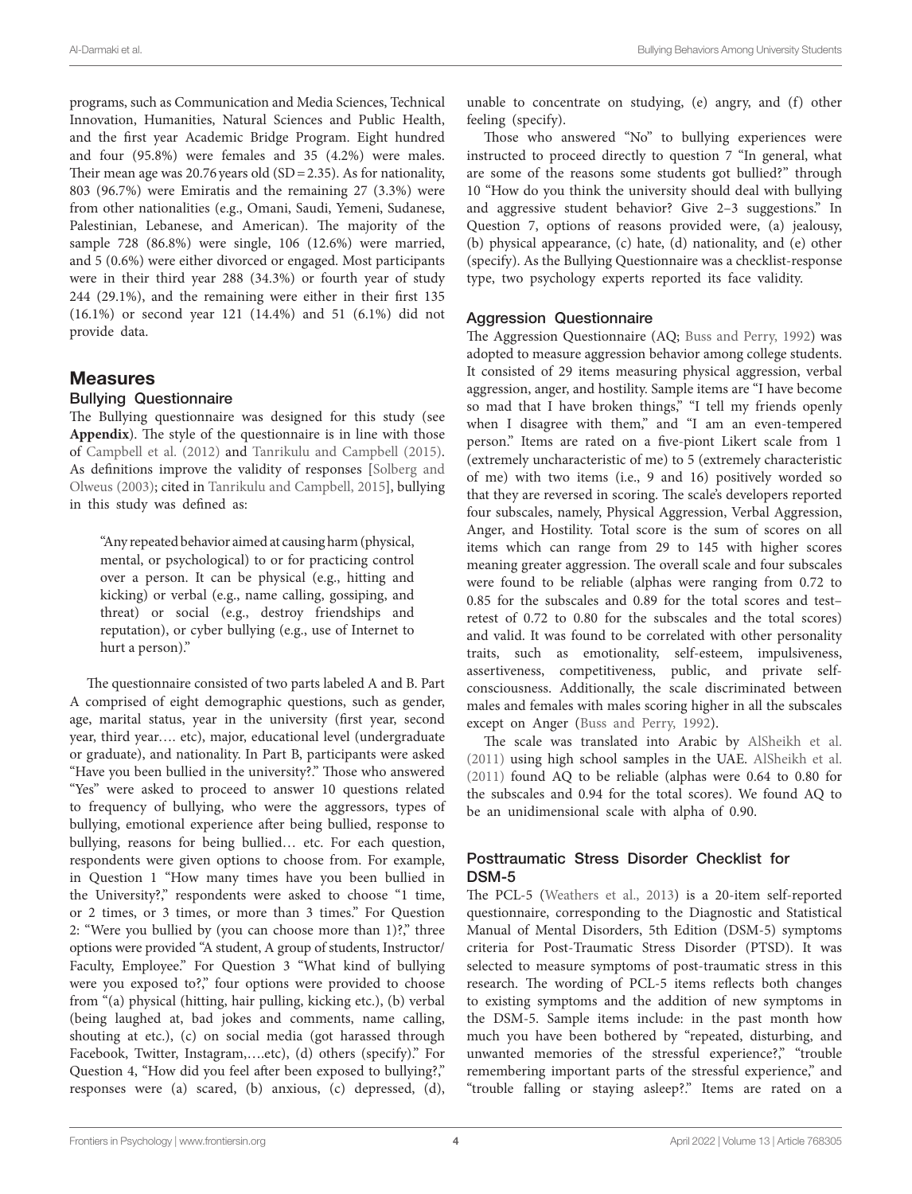programs, such as Communication and Media Sciences, Technical Innovation, Humanities, Natural Sciences and Public Health, and the first year Academic Bridge Program. Eight hundred and four (95.8%) were females and 35 (4.2%) were males. Their mean age was 20.76 years old (SD = 2.35). As for nationality, 803 (96.7%) were Emiratis and the remaining 27 (3.3%) were from other nationalities (e.g., Omani, Saudi, Yemeni, Sudanese, Palestinian, Lebanese, and American). The majority of the sample 728 (86.8%) were single, 106 (12.6%) were married, and 5 (0.6%) were either divorced or engaged. Most participants were in their third year 288 (34.3%) or fourth year of study 244 (29.1%), and the remaining were either in their first 135 (16.1%) or second year 121 (14.4%) and 51 (6.1%) did not provide data.

## Measures

### Bullying Questionnaire

The Bullying questionnaire was designed for this study (see **Appendix**). The style of the questionnaire is in line with those of Campbell et al. (2012) and Tanrikulu and Campbell (2015). As definitions improve the validity of responses [Solberg and Olweus (2003); cited in Tanrikulu and Campbell, 2015], bullying in this study was defined as:

> "Any repeated behavior aimed at causing harm (physical, mental, or psychological) to or for practicing control over a person. It can be physical (e.g., hitting and kicking) or verbal (e.g., name calling, gossiping, and threat) or social (e.g., destroy friendships and reputation), or cyber bullying (e.g., use of Internet to hurt a person)."

The questionnaire consisted of two parts labeled A and B. Part A comprised of eight demographic questions, such as gender, age, marital status, year in the university (first year, second year, third year…. etc), major, educational level (undergraduate or graduate), and nationality. In Part B, participants were asked "Have you been bullied in the university?." Those who answered "Yes" were asked to proceed to answer 10 questions related to frequency of bullying, who were the aggressors, types of bullying, emotional experience after being bullied, response to bullying, reasons for being bullied… etc. For each question, respondents were given options to choose from. For example, in Question 1 "How many times have you been bullied in the University?," respondents were asked to choose "1 time, or 2 times, or 3 times, or more than 3 times." For Question 2: "Were you bullied by (you can choose more than 1)?," three options were provided "A student, A group of students, Instructor/Faculty, Employee." For Question 3 "What kind of bullying were you exposed to?," four options were provided to choose from "(a) physical (hitting, hair pulling, kicking etc.), (b) verbal (being laughed at, bad jokes and comments, name calling, shouting at etc.), (c) on social media (got harassed through Facebook, Twitter, Instagram,….etc), (d) others (specify)." For Question 4, "How did you feel after been exposed to bullying?," responses were (a) scared, (b) anxious, (c) depressed, (d), unable to concentrate on studying, (e) angry, and (f) other feeling (specify).

Those who answered "No" to bullying experiences were instructed to proceed directly to question 7 "In general, what are some of the reasons some students got bullied?" through 10 "How do you think the university should deal with bullying and aggressive student behavior? Give 2–3 suggestions." In Question 7, options of reasons provided were, (a) jealousy, (b) physical appearance, (c) hate, (d) nationality, and (e) other (specify). As the Bullying Questionnaire was a checklist-response type, two psychology experts reported its face validity.

### Aggression Questionnaire

The Aggression Questionnaire (AQ; Buss and Perry, 1992) was adopted to measure aggression behavior among college students. It consisted of 29 items measuring physical aggression, verbal aggression, anger, and hostility. Sample items are "I have become so mad that I have broken things," "I tell my friends openly when I disagree with them," and "I am an even-tempered person." Items are rated on a five-piont Likert scale from 1 (extremely uncharacteristic of me) to 5 (extremely characteristic of me) with two items (i.e., 9 and 16) positively worded so that they are reversed in scoring. The scale's developers reported four subscales, namely, Physical Aggression, Verbal Aggression, Anger, and Hostility. Total score is the sum of scores on all items which can range from 29 to 145 with higher scores meaning greater aggression. The overall scale and four subscales were found to be reliable (alphas were ranging from 0.72 to 0.85 for the subscales and 0.89 for the total scores and test–retest of 0.72 to 0.80 for the subscales and the total scores) and valid. It was found to be correlated with other personality traits, such as emotionality, self-esteem, impulsiveness, assertiveness, competitiveness, public, and private self-consciousness. Additionally, the scale discriminated between males and females with males scoring higher in all the subscales except on Anger (Buss and Perry, 1992).

The scale was translated into Arabic by AlSheikh et al. (2011) using high school samples in the UAE. AlSheikh et al. (2011) found AQ to be reliable (alphas were 0.64 to 0.80 for the subscales and 0.94 for the total scores). We found AQ to be an unidimensional scale with alpha of 0.90.

### Posttraumatic Stress Disorder Checklist for DSM-5

The PCL-5 (Weathers et al., 2013) is a 20-item self-reported questionnaire, corresponding to the Diagnostic and Statistical Manual of Mental Disorders, 5th Edition (DSM-5) symptoms criteria for Post-Traumatic Stress Disorder (PTSD). It was selected to measure symptoms of post-traumatic stress in this research. The wording of PCL-5 items reflects both changes to existing symptoms and the addition of new symptoms in the DSM-5. Sample items include: in the past month how much you have been bothered by "repeated, disturbing, and unwanted memories of the stressful experience?," "trouble remembering important parts of the stressful experience," and "trouble falling or staying asleep?." Items are rated on a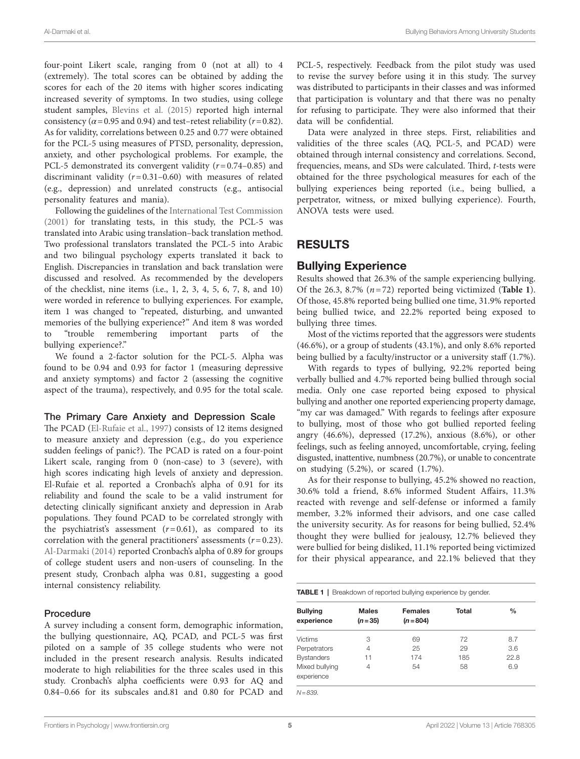four-point Likert scale, ranging from 0 (not at all) to 4 (extremely). The total scores can be obtained by adding the scores for each of the 20 items with higher scores indicating increased severity of symptoms. In two studies, using college student samples, Blevins et al. (2015) reported high internal consistency ($\alpha = 0.95$ and 0.94) and test–retest reliability ($r = 0.82$). As for validity, correlations between 0.25 and 0.77 were obtained for the PCL-5 using measures of PTSD, personality, depression, anxiety, and other psychological problems. For example, the PCL-5 demonstrated its convergent validity ($r = 0.74$–$0.85$) and discriminant validity ($r = 0.31$–$0.60$) with measures of related (e.g., depression) and unrelated constructs (e.g., antisocial personality features and mania).

Following the guidelines of the International Test Commission (2001) for translating tests, in this study, the PCL-5 was translated into Arabic using translation–back translation method. Two professional translators translated the PCL-5 into Arabic and two bilingual psychology experts translated it back to English. Discrepancies in translation and back translation were discussed and resolved. As recommended by the developers of the checklist, nine items (i.e., 1, 2, 3, 4, 5, 6, 7, 8, and 10) were worded in reference to bullying experiences. For example, item 1 was changed to "repeated, disturbing, and unwanted memories of the bullying experience?" And item 8 was worded to "trouble remembering important parts of the bullying experience?."

We found a 2-factor solution for the PCL-5. Alpha was found to be 0.94 and 0.93 for factor 1 (measuring depressive and anxiety symptoms) and factor 2 (assessing the cognitive aspect of the trauma), respectively, and 0.95 for the total scale.

### The Primary Care Anxiety and Depression Scale

The PCAD (El-Rufaie et al., 1997) consists of 12 items designed to measure anxiety and depression (e.g., do you experience sudden feelings of panic?). The PCAD is rated on a four-point Likert scale, ranging from 0 (non-case) to 3 (severe), with high scores indicating high levels of anxiety and depression. El-Rufaie et al. reported a Cronbach's alpha of 0.91 for its reliability and found the scale to be a valid instrument for detecting clinically significant anxiety and depression in Arab populations. They found PCAD to be correlated strongly with the psychiatrist's assessment ($r = 0.61$), as compared to its correlation with the general practitioners' assessments ($r = 0.23$). Al-Darmaki (2014) reported Cronbach's alpha of 0.89 for groups of college student users and non-users of counseling. In the present study, Cronbach alpha was 0.81, suggesting a good internal consistency reliability.

### Procedure

A survey including a consent form, demographic information, the bullying questionnaire, AQ, PCAD, and PCL-5 was first piloted on a sample of 35 college students who were not included in the present research analysis. Results indicated moderate to high reliabilities for the three scales used in this study. Cronbach's alpha coefficients were 0.93 for AQ and 0.84–0.66 for its subscales and.81 and 0.80 for PCAD and PCL-5, respectively. Feedback from the pilot study was used to revise the survey before using it in this study. The survey was distributed to participants in their classes and was informed that participation is voluntary and that there was no penalty for refusing to participate. They were also informed that their data will be confidential.

Data were analyzed in three steps. First, reliabilities and validities of the three scales (AQ, PCL-5, and PCAD) were obtained through internal consistency and correlations. Second, frequencies, means, and SDs were calculated. Third, *t*-tests were obtained for the three psychological measures for each of the bullying experiences being reported (i.e., being bullied, a perpetrator, witness, or mixed bullying experience). Fourth, ANOVA tests were used.

# RESULTS

## Bullying Experience

Results showed that 26.3% of the sample experiencing bullying. Of the 26.3, 8.7% ($n = 72$) reported being victimized (**Table 1**). Of those, 45.8% reported being bullied one time, 31.9% reported being bullied twice, and 22.2% reported being exposed to bullying three times.

Most of the victims reported that the aggressors were students (46.6%), or a group of students (43.1%), and only 8.6% reported being bullied by a faculty/instructor or a university staff (1.7%).

With regards to types of bullying, 92.2% reported being verbally bullied and 4.7% reported being bullied through social media. Only one case reported being exposed to physical bullying and another one reported experiencing property damage, "my car was damaged." With regards to feelings after exposure to bullying, most of those who got bullied reported feeling angry (46.6%), depressed (17.2%), anxious (8.6%), or other feelings, such as feeling annoyed, uncomfortable, crying, feeling disgusted, inattentive, numbness (20.7%), or unable to concentrate on studying (5.2%), or scared (1.7%).

As for their response to bullying, 45.2% showed no reaction, 30.6% told a friend, 8.6% informed Student Affairs, 11.3% reacted with revenge and self-defense or informed a family member, 3.2% informed their advisors, and one case called the university security. As for reasons for being bullied, 52.4% thought they were bullied for jealousy, 12.7% believed they were bullied for being disliked, 11.1% reported being victimized for their physical appearance, and 22.1% believed that they

**TABLE 1** | Breakdown of reported bullying experience by gender.

| Bullying experience | Males ($n = 35$) | Females ($n = 804$) | Total | % |
|---|---|---|---|---|
| Victims | 3 | 69 | 72 | 8.7 |
| Perpetrators | 4 | 25 | 29 | 3.6 |
| Bystanders | 11 | 174 | 185 | 22.8 |
| Mixed bullying experience | 4 | 54 | 58 | 6.9 |

*N = 839.*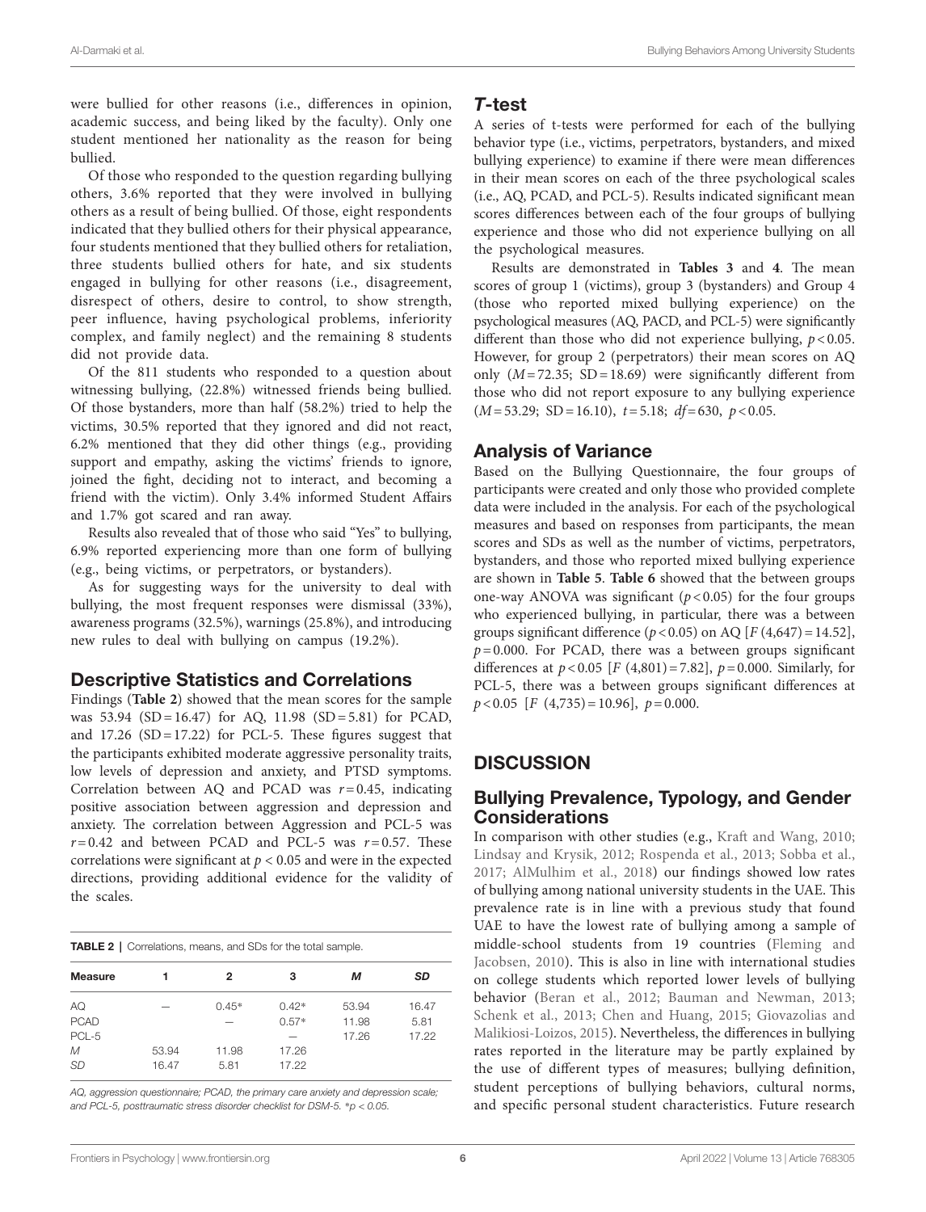were bullied for other reasons (i.e., differences in opinion, academic success, and being liked by the faculty). Only one student mentioned her nationality as the reason for being bullied.

Of those who responded to the question regarding bullying others, 3.6% reported that they were involved in bullying others as a result of being bullied. Of those, eight respondents indicated that they bullied others for their physical appearance, four students mentioned that they bullied others for retaliation, three students bullied others for hate, and six students engaged in bullying for other reasons (i.e., disagreement, disrespect of others, desire to control, to show strength, peer influence, having psychological problems, inferiority complex, and family neglect) and the remaining 8 students did not provide data.

Of the 811 students who responded to a question about witnessing bullying, (22.8%) witnessed friends being bullied. Of those bystanders, more than half (58.2%) tried to help the victims, 30.5% reported that they ignored and did not react, 6.2% mentioned that they did other things (e.g., providing support and empathy, asking the victims' friends to ignore, joined the fight, deciding not to interact, and becoming a friend with the victim). Only 3.4% informed Student Affairs and 1.7% got scared and ran away.

Results also revealed that of those who said "Yes" to bullying, 6.9% reported experiencing more than one form of bullying (e.g., being victims, or perpetrators, or bystanders).

As for suggesting ways for the university to deal with bullying, the most frequent responses were dismissal (33%), awareness programs (32.5%), warnings (25.8%), and introducing new rules to deal with bullying on campus (19.2%).

## Descriptive Statistics and Correlations

Findings (**Table 2**) showed that the mean scores for the sample was 53.94 (SD = 16.47) for AQ, 11.98 (SD = 5.81) for PCAD, and 17.26 (SD = 17.22) for PCL-5. These figures suggest that the participants exhibited moderate aggressive personality traits, low levels of depression and anxiety, and PTSD symptoms. Correlation between AQ and PCAD was $r = 0.45$, indicating positive association between aggression and depression and anxiety. The correlation between Aggression and PCL-5 was $r = 0.42$ and between PCAD and PCL-5 was $r = 0.57$. These correlations were significant at $p < 0.05$ and were in the expected directions, providing additional evidence for the validity of the scales.

**TABLE 2** | Correlations, means, and SDs for the total sample.

| Measure | 1 | 2 | 3 | *M* | *SD* |
|---|---|---|---|---|---|
| AQ | — | 0.45* | 0.42* | 53.94 | 16.47 |
| PCAD | | — | 0.57* | 11.98 | 5.81 |
| PCL-5 | | | — | 17.26 | 17.22 |
| *M* | 53.94 | 11.98 | 17.26 | | |
| *SD* | 16.47 | 5.81 | 17.22 | | |

*AQ, aggression questionnaire; PCAD, the primary care anxiety and depression scale; and PCL-5, posttraumatic stress disorder checklist for DSM-5. *p < 0.05.*

## *T*-test

A series of t-tests were performed for each of the bullying behavior type (i.e., victims, perpetrators, bystanders, and mixed bullying experience) to examine if there were mean differences in their mean scores on each of the three psychological scales (i.e., AQ, PCAD, and PCL-5). Results indicated significant mean scores differences between each of the four groups of bullying experience and those who did not experience bullying on all the psychological measures.

Results are demonstrated in **Tables 3** and **4**. The mean scores of group 1 (victims), group 3 (bystanders) and Group 4 (those who reported mixed bullying experience) on the psychological measures (AQ, PACD, and PCL-5) were significantly different than those who did not experience bullying, $p < 0.05$. However, for group 2 (perpetrators) their mean scores on AQ only ($M = 72.35$; SD = 18.69) were significantly different from those who did not report exposure to any bullying experience ($M = 53.29$; SD = 16.10), $t = 5.18$; $df = 630$, $p < 0.05$.

## Analysis of Variance

Based on the Bullying Questionnaire, the four groups of participants were created and only those who provided complete data were included in the analysis. For each of the psychological measures and based on responses from participants, the mean scores and SDs as well as the number of victims, perpetrators, bystanders, and those who reported mixed bullying experience are shown in **Table 5**. **Table 6** showed that the between groups one-way ANOVA was significant ($p < 0.05$) for the four groups who experienced bullying, in particular, there was a between groups significant difference ($p < 0.05$) on AQ [$F$ (4,647) = 14.52], $p = 0.000$. For PCAD, there was a between groups significant differences at $p < 0.05$ [$F$ (4,801) = 7.82], $p = 0.000$. Similarly, for PCL-5, there was a between groups significant differences at $p < 0.05$ [$F$ (4,735) = 10.96], $p = 0.000$.

# DISCUSSION

## Bullying Prevalence, Typology, and Gender Considerations

In comparison with other studies (e.g., Kraft and Wang, 2010; Lindsay and Krysik, 2012; Rospenda et al., 2013; Sobba et al., 2017; AlMulhim et al., 2018) our findings showed low rates of bullying among national university students in the UAE. This prevalence rate is in line with a previous study that found UAE to have the lowest rate of bullying among a sample of middle-school students from 19 countries (Fleming and Jacobsen, 2010). This is also in line with international studies on college students which reported lower levels of bullying behavior (Beran et al., 2012; Bauman and Newman, 2013; Schenk et al., 2013; Chen and Huang, 2015; Giovazolias and Malikiosi-Loizos, 2015). Nevertheless, the differences in bullying rates reported in the literature may be partly explained by the use of different types of measures; bullying definition, student perceptions of bullying behaviors, cultural norms, and specific personal student characteristics. Future research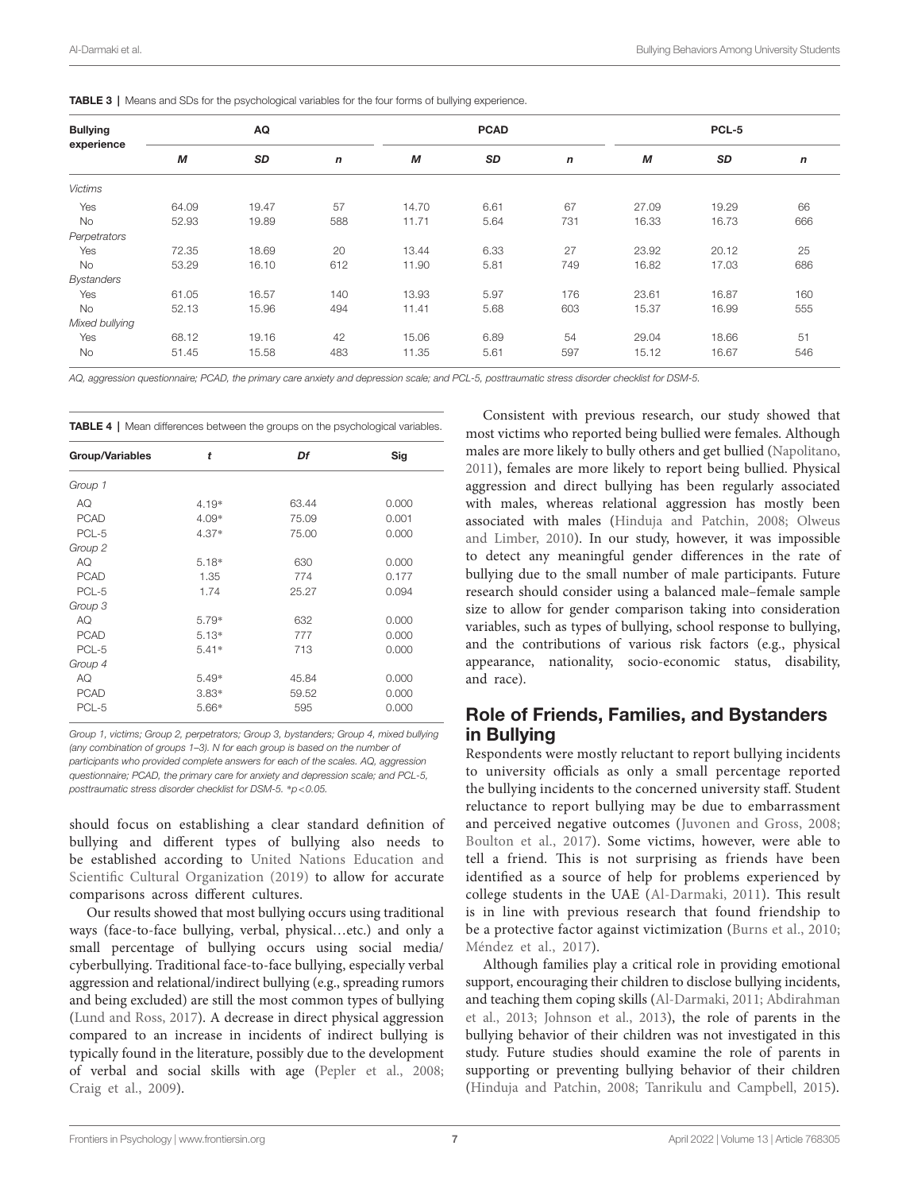**TABLE 3** | Means and SDs for the psychological variables for the four forms of bullying experience.

| Bullying experience | AQ | | | PCAD | | | PCL-5 | | |
|---|---|---|---|---|---|---|---|---|---|
| | *M* | *SD* | *n* | *M* | *SD* | *n* | *M* | *SD* | *n* |
| *Victims* | | | | | | | | | |
| Yes | 64.09 | 19.47 | 57 | 14.70 | 6.61 | 67 | 27.09 | 19.29 | 66 |
| No | 52.93 | 19.89 | 588 | 11.71 | 5.64 | 731 | 16.33 | 16.73 | 666 |
| *Perpetrators* | | | | | | | | | |
| Yes | 72.35 | 18.69 | 20 | 13.44 | 6.33 | 27 | 23.92 | 20.12 | 25 |
| No | 53.29 | 16.10 | 612 | 11.90 | 5.81 | 749 | 16.82 | 17.03 | 686 |
| *Bystanders* | | | | | | | | | |
| Yes | 61.05 | 16.57 | 140 | 13.93 | 5.97 | 176 | 23.61 | 16.87 | 160 |
| No | 52.13 | 15.96 | 494 | 11.41 | 5.68 | 603 | 15.37 | 16.99 | 555 |
| *Mixed bullying* | | | | | | | | | |
| Yes | 68.12 | 19.16 | 42 | 15.06 | 6.89 | 54 | 29.04 | 18.66 | 51 |
| No | 51.45 | 15.58 | 483 | 11.35 | 5.61 | 597 | 15.12 | 16.67 | 546 |

*AQ, aggression questionnaire; PCAD, the primary care anxiety and depression scale; and PCL-5, posttraumatic stress disorder checklist for DSM-5.*

**TABLE 4** | Mean differences between the groups on the psychological variables.

| Group/Variables | *t* | *Df* | Sig |
|---|---|---|---|
| *Group 1* | | | |
| AQ | 4.19* | 63.44 | 0.000 |
| PCAD | 4.09* | 75.09 | 0.001 |
| PCL-5 | 4.37* | 75.00 | 0.000 |
| *Group 2* | | | |
| AQ | 5.18* | 630 | 0.000 |
| PCAD | 1.35 | 774 | 0.177 |
| PCL-5 | 1.74 | 25.27 | 0.094 |
| *Group 3* | | | |
| AQ | 5.79* | 632 | 0.000 |
| PCAD | 5.13* | 777 | 0.000 |
| PCL-5 | 5.41* | 713 | 0.000 |
| *Group 4* | | | |
| AQ | 5.49* | 45.84 | 0.000 |
| PCAD | 3.83* | 59.52 | 0.000 |
| PCL-5 | 5.66* | 595 | 0.000 |

*Group 1, victims; Group 2, perpetrators; Group 3, bystanders; Group 4, mixed bullying (any combination of groups 1–3). N for each group is based on the number of participants who provided complete answers for each of the scales. AQ, aggression questionnaire; PCAD, the primary care for anxiety and depression scale; and PCL-5, posttraumatic stress disorder checklist for DSM-5. \*$p < 0.05$.*

should focus on establishing a clear standard definition of bullying and different types of bullying also needs to be established according to United Nations Education and Scientific Cultural Organization (2019) to allow for accurate comparisons across different cultures.

Our results showed that most bullying occurs using traditional ways (face-to-face bullying, verbal, physical…etc.) and only a small percentage of bullying occurs using social media/cyberbullying. Traditional face-to-face bullying, especially verbal aggression and relational/indirect bullying (e.g., spreading rumors and being excluded) are still the most common types of bullying (Lund and Ross, 2017). A decrease in direct physical aggression compared to an increase in incidents of indirect bullying is typically found in the literature, possibly due to the development of verbal and social skills with age (Pepler et al., 2008; Craig et al., 2009).

Consistent with previous research, our study showed that most victims who reported being bullied were females. Although males are more likely to bully others and get bullied (Napolitano, 2011), females are more likely to report being bullied. Physical aggression and direct bullying has been regularly associated with males, whereas relational aggression has mostly been associated with males (Hinduja and Patchin, 2008; Olweus and Limber, 2010). In our study, however, it was impossible to detect any meaningful gender differences in the rate of bullying due to the small number of male participants. Future research should consider using a balanced male–female sample size to allow for gender comparison taking into consideration variables, such as types of bullying, school response to bullying, and the contributions of various risk factors (e.g., physical appearance, nationality, socio-economic status, disability, and race).

## Role of Friends, Families, and Bystanders in Bullying

Respondents were mostly reluctant to report bullying incidents to university officials as only a small percentage reported the bullying incidents to the concerned university staff. Student reluctance to report bullying may be due to embarrassment and perceived negative outcomes (Juvonen and Gross, 2008; Boulton et al., 2017). Some victims, however, were able to tell a friend. This is not surprising as friends have been identified as a source of help for problems experienced by college students in the UAE (Al-Darmaki, 2011). This result is in line with previous research that found friendship to be a protective factor against victimization (Burns et al., 2010; Méndez et al., 2017).

Although families play a critical role in providing emotional support, encouraging their children to disclose bullying incidents, and teaching them coping skills (Al-Darmaki, 2011; Abdirahman et al., 2013; Johnson et al., 2013), the role of parents in the bullying behavior of their children was not investigated in this study. Future studies should examine the role of parents in supporting or preventing bullying behavior of their children (Hinduja and Patchin, 2008; Tanrikulu and Campbell, 2015).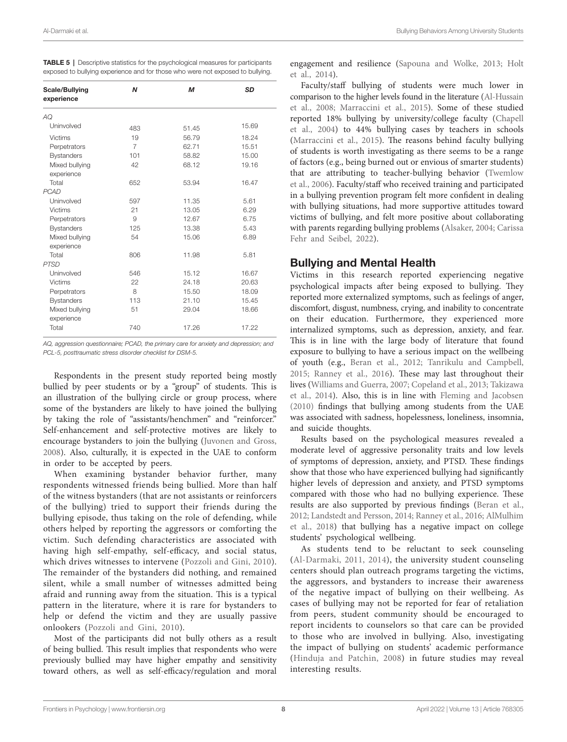**TABLE 5** | Descriptive statistics for the psychological measures for participants exposed to bullying experience and for those who were not exposed to bullying.

| Scale/Bullying experience | N | M | SD |
|---|---|---|---|
| *AQ* | | | |
| Uninvolved | 483 | 51.45 | 15.69 |
| Victims | 19 | 56.79 | 18.24 |
| Perpetrators | 7 | 62.71 | 15.51 |
| Bystanders | 101 | 58.82 | 15.00 |
| Mixed bullying experience | 42 | 68.12 | 19.16 |
| Total | 652 | 53.94 | 16.47 |
| *PCAD* | | | |
| Uninvolved | 597 | 11.35 | 5.61 |
| Victims | 21 | 13.05 | 6.29 |
| Perpetrators | 9 | 12.67 | 6.75 |
| Bystanders | 125 | 13.38 | 5.43 |
| Mixed bullying experience | 54 | 15.06 | 6.89 |
| Total | 806 | 11.98 | 5.81 |
| *PTSD* | | | |
| Uninvolved | 546 | 15.12 | 16.67 |
| Victims | 22 | 24.18 | 20.63 |
| Perpetrators | 8 | 15.50 | 18.09 |
| Bystanders | 113 | 21.10 | 15.45 |
| Mixed bullying experience | 51 | 29.04 | 18.66 |
| Total | 740 | 17.26 | 17.22 |

*AQ, aggression questionnaire; PCAD, the primary care for anxiety and depression; and PCL-5, posttraumatic stress disorder checklist for DSM-5.*

Respondents in the present study reported being mostly bullied by peer students or by a "group" of students. This is an illustration of the bullying circle or group process, where some of the bystanders are likely to have joined the bullying by taking the role of "assistants/henchmen" and "reinforcer." Self-enhancement and self-protective motives are likely to encourage bystanders to join the bullying (Juvonen and Gross, 2008). Also, culturally, it is expected in the UAE to conform in order to be accepted by peers.

When examining bystander behavior further, many respondents witnessed friends being bullied. More than half of the witness bystanders (that are not assistants or reinforcers of the bullying) tried to support their friends during the bullying episode, thus taking on the role of defending, while others helped by reporting the aggressors or comforting the victim. Such defending characteristics are associated with having high self-empathy, self-efficacy, and social status, which drives witnesses to intervene (Pozzoli and Gini, 2010). The remainder of the bystanders did nothing, and remained silent, while a small number of witnesses admitted being afraid and running away from the situation. This is a typical pattern in the literature, where it is rare for bystanders to help or defend the victim and they are usually passive onlookers (Pozzoli and Gini, 2010).

Most of the participants did not bully others as a result of being bullied. This result implies that respondents who were previously bullied may have higher empathy and sensitivity toward others, as well as self-efficacy/regulation and moral engagement and resilience (Sapouna and Wolke, 2013; Holt et al., 2014).

Faculty/staff bullying of students were much lower in comparison to the higher levels found in the literature (Al-Hussain et al., 2008; Marraccini et al., 2015). Some of these studied reported 18% bullying by university/college faculty (Chapell et al., 2004) to 44% bullying cases by teachers in schools (Marraccini et al., 2015). The reasons behind faculty bullying of students is worth investigating as there seems to be a range of factors (e.g., being burned out or envious of smarter students) that are attributing to teacher-bullying behavior (Twemlow et al., 2006). Faculty/staff who received training and participated in a bullying prevention program felt more confident in dealing with bullying situations, had more supportive attitudes toward victims of bullying, and felt more positive about collaborating with parents regarding bullying problems (Alsaker, 2004; Carissa Fehr and Seibel, 2022).

## Bullying and Mental Health

Victims in this research reported experiencing negative psychological impacts after being exposed to bullying. They reported more externalized symptoms, such as feelings of anger, discomfort, disgust, numbness, crying, and inability to concentrate on their education. Furthermore, they experienced more internalized symptoms, such as depression, anxiety, and fear. This is in line with the large body of literature that found exposure to bullying to have a serious impact on the wellbeing of youth (e.g., Beran et al., 2012; Tanrikulu and Campbell, 2015; Ranney et al., 2016). These may last throughout their lives (Williams and Guerra, 2007; Copeland et al., 2013; Takizawa et al., 2014). Also, this is in line with Fleming and Jacobsen (2010) findings that bullying among students from the UAE was associated with sadness, hopelessness, loneliness, insomnia, and suicide thoughts.

Results based on the psychological measures revealed a moderate level of aggressive personality traits and low levels of symptoms of depression, anxiety, and PTSD. These findings show that those who have experienced bullying had significantly higher levels of depression and anxiety, and PTSD symptoms compared with those who had no bullying experience. These results are also supported by previous findings (Beran et al., 2012; Landstedt and Persson, 2014; Ranney et al., 2016; AlMulhim et al., 2018) that bullying has a negative impact on college students' psychological wellbeing.

As students tend to be reluctant to seek counseling (Al-Darmaki, 2011, 2014), the university student counseling centers should plan outreach programs targeting the victims, the aggressors, and bystanders to increase their awareness of the negative impact of bullying on their wellbeing. As cases of bullying may not be reported for fear of retaliation from peers, student community should be encouraged to report incidents to counselors so that care can be provided to those who are involved in bullying. Also, investigating the impact of bullying on students' academic performance (Hinduja and Patchin, 2008) in future studies may reveal interesting results.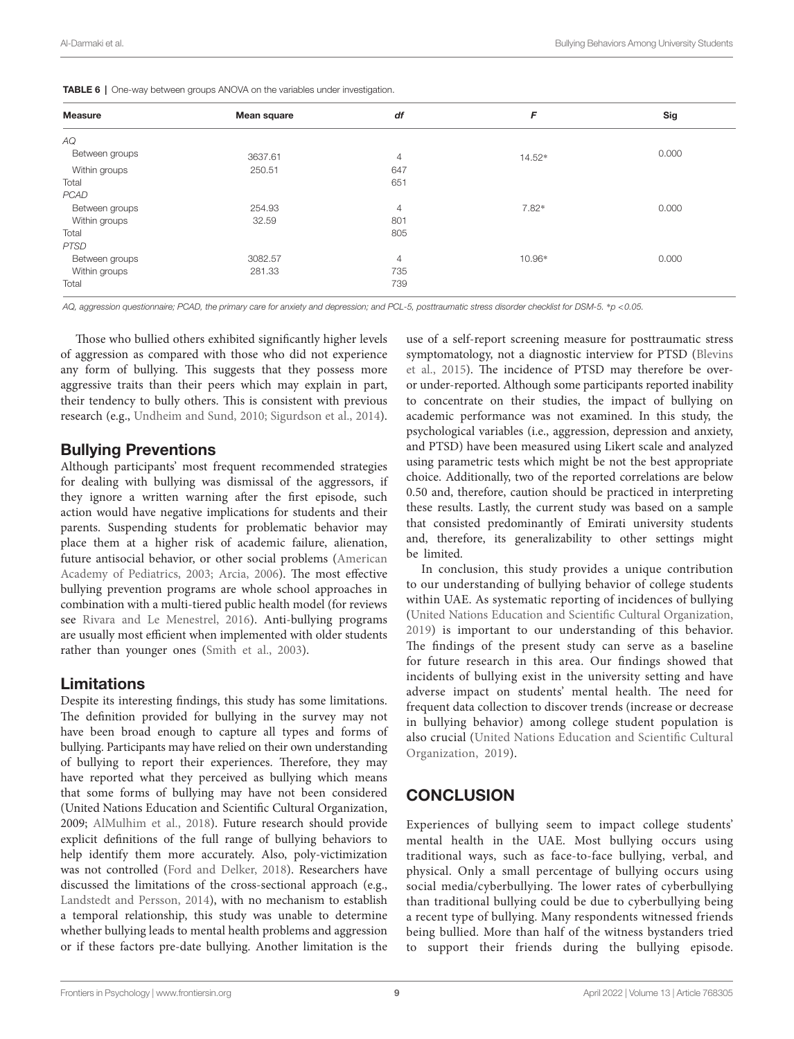**TABLE 6** | One-way between groups ANOVA on the variables under investigation.

| Measure | Mean square | *df* | *F* | Sig |
|---|---|---|---|---|
| *AQ* | | | | |
| Between groups | 3637.61 | 4 | 14.52* | 0.000 |
| Within groups | 250.51 | 647 | | |
| Total | | 651 | | |
| *PCAD* | | | | |
| Between groups | 254.93 | 4 | 7.82* | 0.000 |
| Within groups | 32.59 | 801 | | |
| Total | | 805 | | |
| *PTSD* | | | | |
| Between groups | 3082.57 | 4 | 10.96* | 0.000 |
| Within groups | 281.33 | 735 | | |
| Total | | 739 | | |

*AQ, aggression questionnaire; PCAD, the primary care for anxiety and depression; and PCL-5, posttraumatic stress disorder checklist for DSM-5. *p <0.05.*

Those who bullied others exhibited significantly higher levels of aggression as compared with those who did not experience any form of bullying. This suggests that they possess more aggressive traits than their peers which may explain in part, their tendency to bully others. This is consistent with previous research (e.g., Undheim and Sund, 2010; Sigurdson et al., 2014).

## Bullying Preventions

Although participants' most frequent recommended strategies for dealing with bullying was dismissal of the aggressors, if they ignore a written warning after the first episode, such action would have negative implications for students and their parents. Suspending students for problematic behavior may place them at a higher risk of academic failure, alienation, future antisocial behavior, or other social problems (American Academy of Pediatrics, 2003; Arcia, 2006). The most effective bullying prevention programs are whole school approaches in combination with a multi-tiered public health model (for reviews see Rivara and Le Menestrel, 2016). Anti-bullying programs are usually most efficient when implemented with older students rather than younger ones (Smith et al., 2003).

## Limitations

Despite its interesting findings, this study has some limitations. The definition provided for bullying in the survey may not have been broad enough to capture all types and forms of bullying. Participants may have relied on their own understanding of bullying to report their experiences. Therefore, they may have reported what they perceived as bullying which means that some forms of bullying may have not been considered (United Nations Education and Scientific Cultural Organization, 2009; AlMulhim et al., 2018). Future research should provide explicit definitions of the full range of bullying behaviors to help identify them more accurately. Also, poly-victimization was not controlled (Ford and Delker, 2018). Researchers have discussed the limitations of the cross-sectional approach (e.g., Landstedt and Persson, 2014), with no mechanism to establish a temporal relationship, this study was unable to determine whether bullying leads to mental health problems and aggression or if these factors pre-date bullying. Another limitation is the use of a self-report screening measure for posttraumatic stress symptomatology, not a diagnostic interview for PTSD (Blevins et al., 2015). The incidence of PTSD may therefore be over- or under-reported. Although some participants reported inability to concentrate on their studies, the impact of bullying on academic performance was not examined. In this study, the psychological variables (i.e., aggression, depression and anxiety, and PTSD) have been measured using Likert scale and analyzed using parametric tests which might be not the best appropriate choice. Additionally, two of the reported correlations are below 0.50 and, therefore, caution should be practiced in interpreting these results. Lastly, the current study was based on a sample that consisted predominantly of Emirati university students and, therefore, its generalizability to other settings might be limited.

In conclusion, this study provides a unique contribution to our understanding of bullying behavior of college students within UAE. As systematic reporting of incidences of bullying (United Nations Education and Scientific Cultural Organization, 2019) is important to our understanding of this behavior. The findings of the present study can serve as a baseline for future research in this area. Our findings showed that incidents of bullying exist in the university setting and have adverse impact on students' mental health. The need for frequent data collection to discover trends (increase or decrease in bullying behavior) among college student population is also crucial (United Nations Education and Scientific Cultural Organization, 2019).

# CONCLUSION

Experiences of bullying seem to impact college students' mental health in the UAE. Most bullying occurs using traditional ways, such as face-to-face bullying, verbal, and physical. Only a small percentage of bullying occurs using social media/cyberbullying. The lower rates of cyberbullying than traditional bullying could be due to cyberbullying being a recent type of bullying. Many respondents witnessed friends being bullied. More than half of the witness bystanders tried to support their friends during the bullying episode.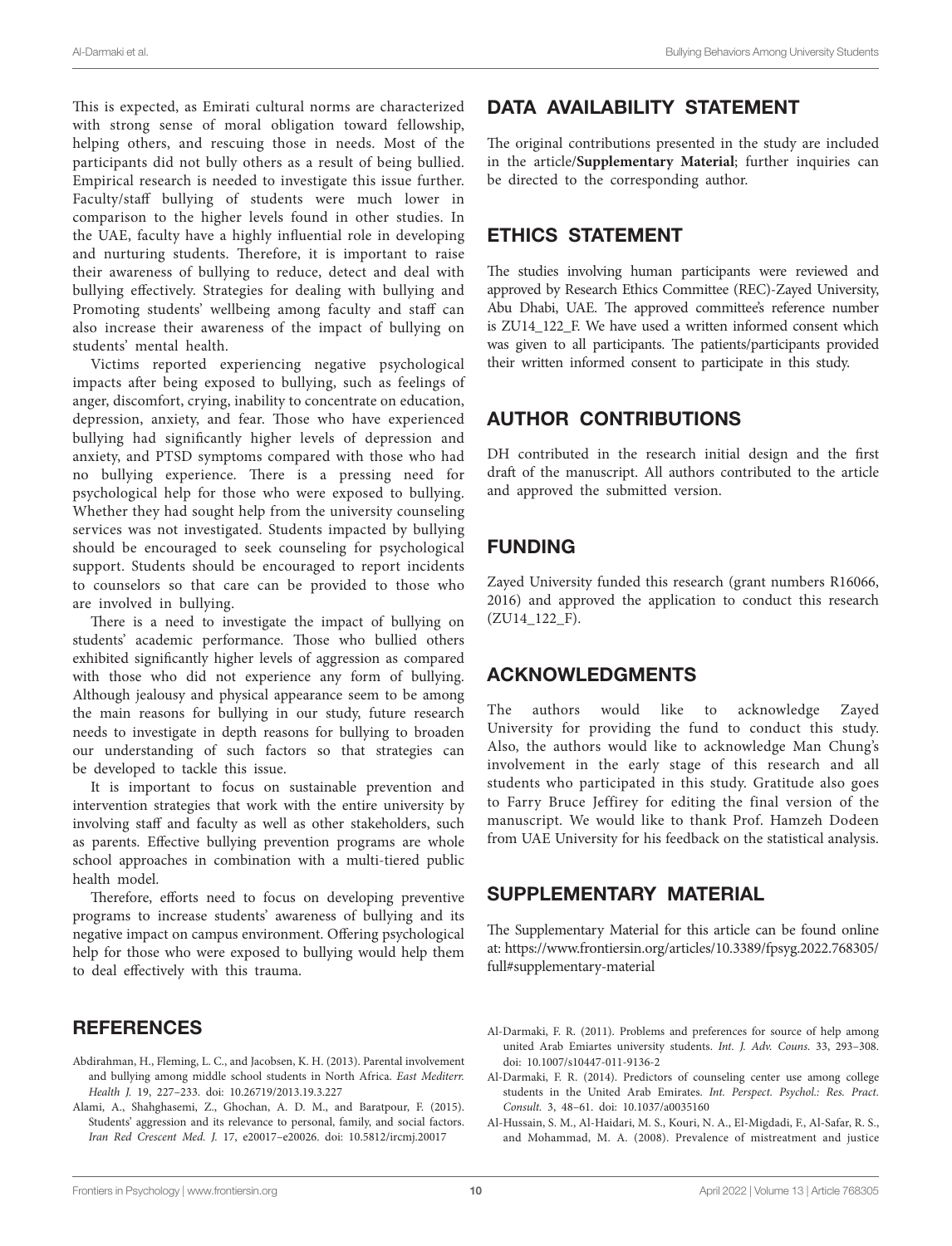This is expected, as Emirati cultural norms are characterized with strong sense of moral obligation toward fellowship, helping others, and rescuing those in needs. Most of the participants did not bully others as a result of being bullied. Empirical research is needed to investigate this issue further. Faculty/staff bullying of students were much lower in comparison to the higher levels found in other studies. In the UAE, faculty have a highly influential role in developing and nurturing students. Therefore, it is important to raise their awareness of bullying to reduce, detect and deal with bullying effectively. Strategies for dealing with bullying and Promoting students' wellbeing among faculty and staff can also increase their awareness of the impact of bullying on students' mental health.

Victims reported experiencing negative psychological impacts after being exposed to bullying, such as feelings of anger, discomfort, crying, inability to concentrate on education, depression, anxiety, and fear. Those who have experienced bullying had significantly higher levels of depression and anxiety, and PTSD symptoms compared with those who had no bullying experience. There is a pressing need for psychological help for those who were exposed to bullying. Whether they had sought help from the university counseling services was not investigated. Students impacted by bullying should be encouraged to seek counseling for psychological support. Students should be encouraged to report incidents to counselors so that care can be provided to those who are involved in bullying.

There is a need to investigate the impact of bullying on students' academic performance. Those who bullied others exhibited significantly higher levels of aggression as compared with those who did not experience any form of bullying. Although jealousy and physical appearance seem to be among the main reasons for bullying in our study, future research needs to investigate in depth reasons for bullying to broaden our understanding of such factors so that strategies can be developed to tackle this issue.

It is important to focus on sustainable prevention and intervention strategies that work with the entire university by involving staff and faculty as well as other stakeholders, such as parents. Effective bullying prevention programs are whole school approaches in combination with a multi-tiered public health model.

Therefore, efforts need to focus on developing preventive programs to increase students' awareness of bullying and its negative impact on campus environment. Offering psychological help for those who were exposed to bullying would help them to deal effectively with this trauma.

## DATA AVAILABILITY STATEMENT

The original contributions presented in the study are included in the article/**Supplementary Material**; further inquiries can be directed to the corresponding author.

## ETHICS STATEMENT

The studies involving human participants were reviewed and approved by Research Ethics Committee (REC)-Zayed University, Abu Dhabi, UAE. The approved committee's reference number is ZU14_122_F. We have used a written informed consent which was given to all participants. The patients/participants provided their written informed consent to participate in this study.

## AUTHOR CONTRIBUTIONS

DH contributed in the research initial design and the first draft of the manuscript. All authors contributed to the article and approved the submitted version.

## FUNDING

Zayed University funded this research (grant numbers R16066, 2016) and approved the application to conduct this research (ZU14_122_F).

## ACKNOWLEDGMENTS

The authors would like to acknowledge Zayed University for providing the fund to conduct this study. Also, the authors would like to acknowledge Man Chung's involvement in the early stage of this research and all students who participated in this study. Gratitude also goes to Farry Bruce Jeffirey for editing the final version of the manuscript. We would like to thank Prof. Hamzeh Dodeen from UAE University for his feedback on the statistical analysis.

## SUPPLEMENTARY MATERIAL

The Supplementary Material for this article can be found online at: https://www.frontiersin.org/articles/10.3389/fpsyg.2022.768305/full#supplementary-material

## REFERENCES

Abdirahman, H., Fleming, L. C., and Jacobsen, K. H. (2013). Parental involvement and bullying among middle school students in North Africa. *East Mediterr. Health J.* 19, 227–233. doi: 10.26719/2013.19.3.227

Alami, A., Shahghasemi, Z., Ghochan, A. D. M., and Baratpour, F. (2015). Students' aggression and its relevance to personal, family, and social factors. *Iran Red Crescent Med. J.* 17, e20017–e20026. doi: 10.5812/ircmj.20017

Al-Darmaki, F. R. (2011). Problems and preferences for source of help among united Arab Emiartes university students. *Int. J. Adv. Couns.* 33, 293–308. doi: 10.1007/s10447-011-9136-2

Al-Darmaki, F. R. (2014). Predictors of counseling center use among college students in the United Arab Emirates. *Int. Perspect. Psychol.: Res. Pract. Consult.* 3, 48–61. doi: 10.1037/a0035160

Al-Hussain, S. M., Al-Haidari, M. S., Kouri, N. A., El-Migdadi, F., Al-Safar, R. S., and Mohammad, M. A. (2008). Prevalence of mistreatment and justice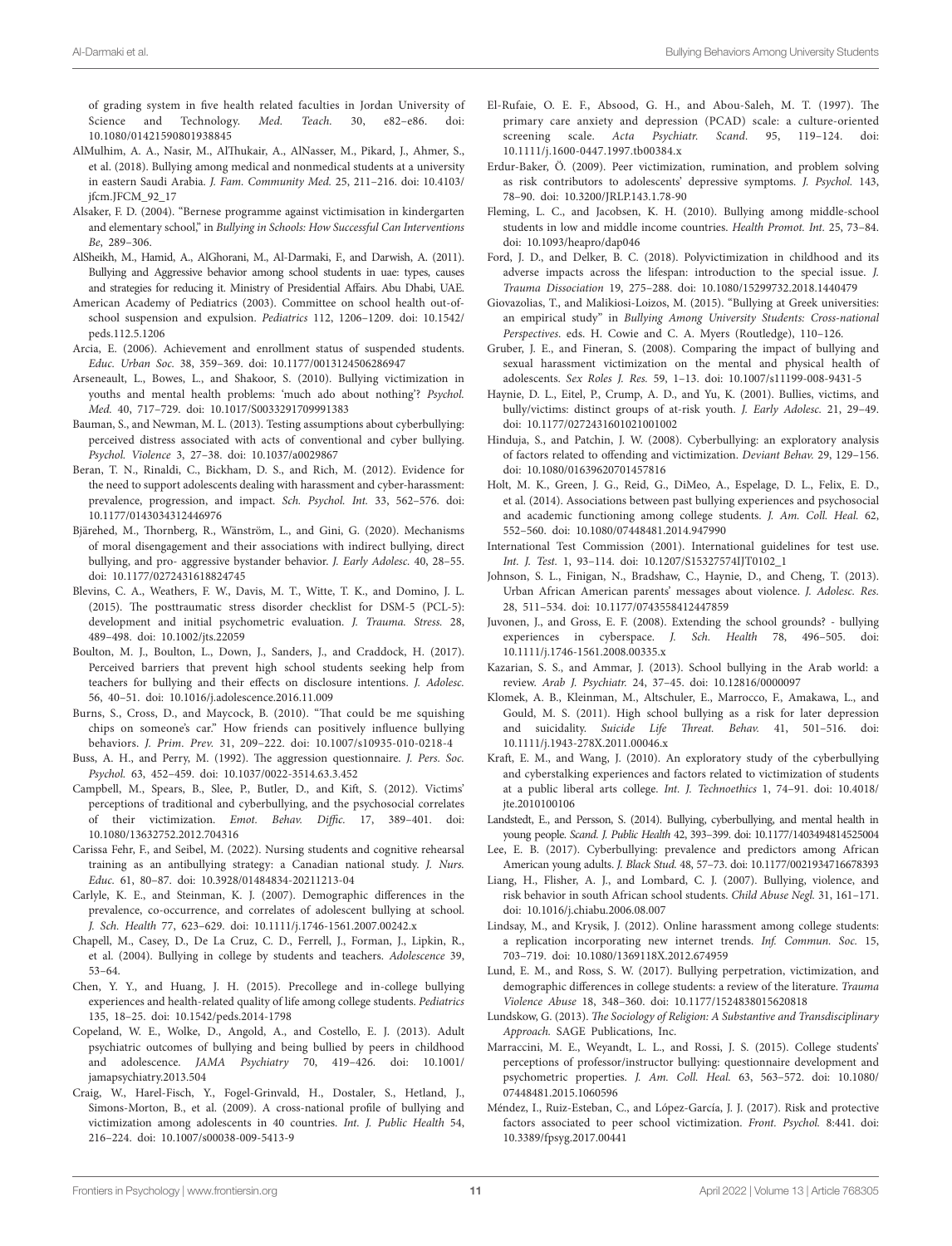of grading system in five health related faculties in Jordan University of Science and Technology. *Med. Teach.* 30, e82–e86. doi: 10.1080/01421590801938845

AlMulhim, A. A., Nasir, M., AlThukair, A., AlNasser, M., Pikard, J., Ahmer, S., et al. (2018). Bullying among medical and nonmedical students at a university in eastern Saudi Arabia. *J. Fam. Community Med.* 25, 211–216. doi: 10.4103/jfcm.JFCM_92_17

Alsaker, F. D. (2004). "Bernese programme against victimisation in kindergarten and elementary school," in *Bullying in Schools: How Successful Can Interventions Be*, 289–306.

AlSheikh, M., Hamid, A., AlGhorani, M., Al-Darmaki, F., and Darwish, A. (2011). Bullying and Aggressive behavior among school students in uae: types, causes and strategies for reducing it. Ministry of Presidential Affairs. Abu Dhabi, UAE.

American Academy of Pediatrics (2003). Committee on school health out-of-school suspension and expulsion. *Pediatrics* 112, 1206–1209. doi: 10.1542/peds.112.5.1206

Arcia, E. (2006). Achievement and enrollment status of suspended students. *Educ. Urban Soc.* 38, 359–369. doi: 10.1177/0013124506286947

Arseneault, L., Bowes, L., and Shakoor, S. (2010). Bullying victimization in youths and mental health problems: 'much ado about nothing'? *Psychol. Med.* 40, 717–729. doi: 10.1017/S0033291709991383

Bauman, S., and Newman, M. L. (2013). Testing assumptions about cyberbullying: perceived distress associated with acts of conventional and cyber bullying. *Psychol. Violence* 3, 27–38. doi: 10.1037/a0029867

Beran, T. N., Rinaldi, C., Bickham, D. S., and Rich, M. (2012). Evidence for the need to support adolescents dealing with harassment and cyber-harassment: prevalence, progression, and impact. *Sch. Psychol. Int.* 33, 562–576. doi: 10.1177/0143034312446976

Bjärehed, M., Thornberg, R., Wänström, L., and Gini, G. (2020). Mechanisms of moral disengagement and their associations with indirect bullying, direct bullying, and pro- aggressive bystander behavior. *J. Early Adolesc.* 40, 28–55. doi: 10.1177/0272431618824745

Blevins, C. A., Weathers, F. W., Davis, M. T., Witte, T. K., and Domino, J. L. (2015). The posttraumatic stress disorder checklist for DSM-5 (PCL-5): development and initial psychometric evaluation. *J. Trauma. Stress.* 28, 489–498. doi: 10.1002/jts.22059

Boulton, M. J., Boulton, L., Down, J., Sanders, J., and Craddock, H. (2017). Perceived barriers that prevent high school students seeking help from teachers for bullying and their effects on disclosure intentions. *J. Adolesc.* 56, 40–51. doi: 10.1016/j.adolescence.2016.11.009

Burns, S., Cross, D., and Maycock, B. (2010). "That could be me squishing chips on someone's car." How friends can positively influence bullying behaviors. *J. Prim. Prev.* 31, 209–222. doi: 10.1007/s10935-010-0218-4

Buss, A. H., and Perry, M. (1992). The aggression questionnaire. *J. Pers. Soc. Psychol.* 63, 452–459. doi: 10.1037/0022-3514.63.3.452

Campbell, M., Spears, B., Slee, P., Butler, D., and Kift, S. (2012). Victims' perceptions of traditional and cyberbullying, and the psychosocial correlates of their victimization. *Emot. Behav. Diffic.* 17, 389–401. doi: 10.1080/13632752.2012.704316

Carissa Fehr, F., and Seibel, M. (2022). Nursing students and cognitive rehearsal training as an antibullying strategy: a Canadian national study. *J. Nurs. Educ.* 61, 80–87. doi: 10.3928/01484834-20211213-04

Carlyle, K. E., and Steinman, K. J. (2007). Demographic differences in the prevalence, co-occurrence, and correlates of adolescent bullying at school. *J. Sch. Health* 77, 623–629. doi: 10.1111/j.1746-1561.2007.00242.x

Chapell, M., Casey, D., De La Cruz, C. D., Ferrell, J., Forman, J., Lipkin, R., et al. (2004). Bullying in college by students and teachers. *Adolescence* 39, 53–64.

Chen, Y. Y., and Huang, J. H. (2015). Precollege and in-college bullying experiences and health-related quality of life among college students. *Pediatrics* 135, 18–25. doi: 10.1542/peds.2014-1798

Copeland, W. E., Wolke, D., Angold, A., and Costello, E. J. (2013). Adult psychiatric outcomes of bullying and being bullied by peers in childhood and adolescence. *JAMA Psychiatry* 70, 419–426. doi: 10.1001/jamapsychiatry.2013.504

Craig, W., Harel-Fisch, Y., Fogel-Grinvald, H., Dostaler, S., Hetland, J., Simons-Morton, B., et al. (2009). A cross-national profile of bullying and victimization among adolescents in 40 countries. *Int. J. Public Health* 54, 216–224. doi: 10.1007/s00038-009-5413-9

El-Rufaie, O. E. F., Absood, G. H., and Abou-Saleh, M. T. (1997). The primary care anxiety and depression (PCAD) scale: a culture-oriented screening scale. *Acta Psychiatr. Scand.* 95, 119–124. doi: 10.1111/j.1600-0447.1997.tb00384.x

Erdur-Baker, Ö. (2009). Peer victimization, rumination, and problem solving as risk contributors to adolescents' depressive symptoms. *J. Psychol.* 143, 78–90. doi: 10.3200/JRLP.143.1.78-90

Fleming, L. C., and Jacobsen, K. H. (2010). Bullying among middle-school students in low and middle income countries. *Health Promot. Int.* 25, 73–84. doi: 10.1093/heapro/dap046

Ford, J. D., and Delker, B. C. (2018). Polyvictimization in childhood and its adverse impacts across the lifespan: introduction to the special issue. *J. Trauma Dissociation* 19, 275–288. doi: 10.1080/15299732.2018.1440479

Giovazolias, T., and Malikiosi-Loizos, M. (2015). "Bullying at Greek universities: an empirical study" in *Bullying Among University Students: Cross-national Perspectives*. eds. H. Cowie and C. A. Myers (Routledge), 110–126.

Gruber, J. E., and Fineran, S. (2008). Comparing the impact of bullying and sexual harassment victimization on the mental and physical health of adolescents. *Sex Roles J. Res.* 59, 1–13. doi: 10.1007/s11199-008-9431-5

Haynie, D. L., Eitel, P., Crump, A. D., and Yu, K. (2001). Bullies, victims, and bully/victims: distinct groups of at-risk youth. *J. Early Adolesc.* 21, 29–49. doi: 10.1177/0272431601021001002

Hinduja, S., and Patchin, J. W. (2008). Cyberbullying: an exploratory analysis of factors related to offending and victimization. *Deviant Behav.* 29, 129–156. doi: 10.1080/01639620701457816

Holt, M. K., Green, J. G., Reid, G., DiMeo, A., Espelage, D. L., Felix, E. D., et al. (2014). Associations between past bullying experiences and psychosocial and academic functioning among college students. *J. Am. Coll. Heal.* 62, 552–560. doi: 10.1080/07448481.2014.947990

International Test Commission (2001). International guidelines for test use. *Int. J. Test.* 1, 93–114. doi: 10.1207/S15327574IJT0102_1

Johnson, S. L., Finigan, N., Bradshaw, C., Haynie, D., and Cheng, T. (2013). Urban African American parents' messages about violence. *J. Adolesc. Res.* 28, 511–534. doi: 10.1177/0743558412447859

Juvonen, J., and Gross, E. F. (2008). Extending the school grounds? - bullying experiences in cyberspace. *J. Sch. Health* 78, 496–505. doi: 10.1111/j.1746-1561.2008.00335.x

Kazarian, S. S., and Ammar, J. (2013). School bullying in the Arab world: a review. *Arab J. Psychiatr.* 24, 37–45. doi: 10.12816/0000097

Klomek, A. B., Kleinman, M., Altschuler, E., Marrocco, F., Amakawa, L., and Gould, M. S. (2011). High school bullying as a risk for later depression and suicidality. *Suicide Life Threat. Behav.* 41, 501–516. doi: 10.1111/j.1943-278X.2011.00046.x

Kraft, E. M., and Wang, J. (2010). An exploratory study of the cyberbullying and cyberstalking experiences and factors related to victimization of students at a public liberal arts college. *Int. J. Technoethics* 1, 74–91. doi: 10.4018/jte.2010100106

Landstedt, E., and Persson, S. (2014). Bullying, cyberbullying, and mental health in young people. *Scand. J. Public Health* 42, 393–399. doi: 10.1177/1403494814525004

Lee, E. B. (2017). Cyberbullying: prevalence and predictors among African American young adults. *J. Black Stud.* 48, 57–73. doi: 10.1177/0021934716678393

Liang, H., Flisher, A. J., and Lombard, C. J. (2007). Bullying, violence, and risk behavior in south African school students. *Child Abuse Negl.* 31, 161–171. doi: 10.1016/j.chiabu.2006.08.007

Lindsay, M., and Krysik, J. (2012). Online harassment among college students: a replication incorporating new internet trends. *Inf. Commun. Soc.* 15, 703–719. doi: 10.1080/1369118X.2012.674959

Lund, E. M., and Ross, S. W. (2017). Bullying perpetration, victimization, and demographic differences in college students: a review of the literature. *Trauma Violence Abuse* 18, 348–360. doi: 10.1177/1524838015620818

Lundskow, G. (2013). *The Sociology of Religion: A Substantive and Transdisciplinary Approach.* SAGE Publications, Inc.

Marraccini, M. E., Weyandt, L. L., and Rossi, J. S. (2015). College students' perceptions of professor/instructor bullying: questionnaire development and psychometric properties. *J. Am. Coll. Heal.* 63, 563–572. doi: 10.1080/07448481.2015.1060596

Méndez, I., Ruiz-Esteban, C., and López-García, J. J. (2017). Risk and protective factors associated to peer school victimization. *Front. Psychol.* 8:441. doi: 10.3389/fpsyg.2017.00441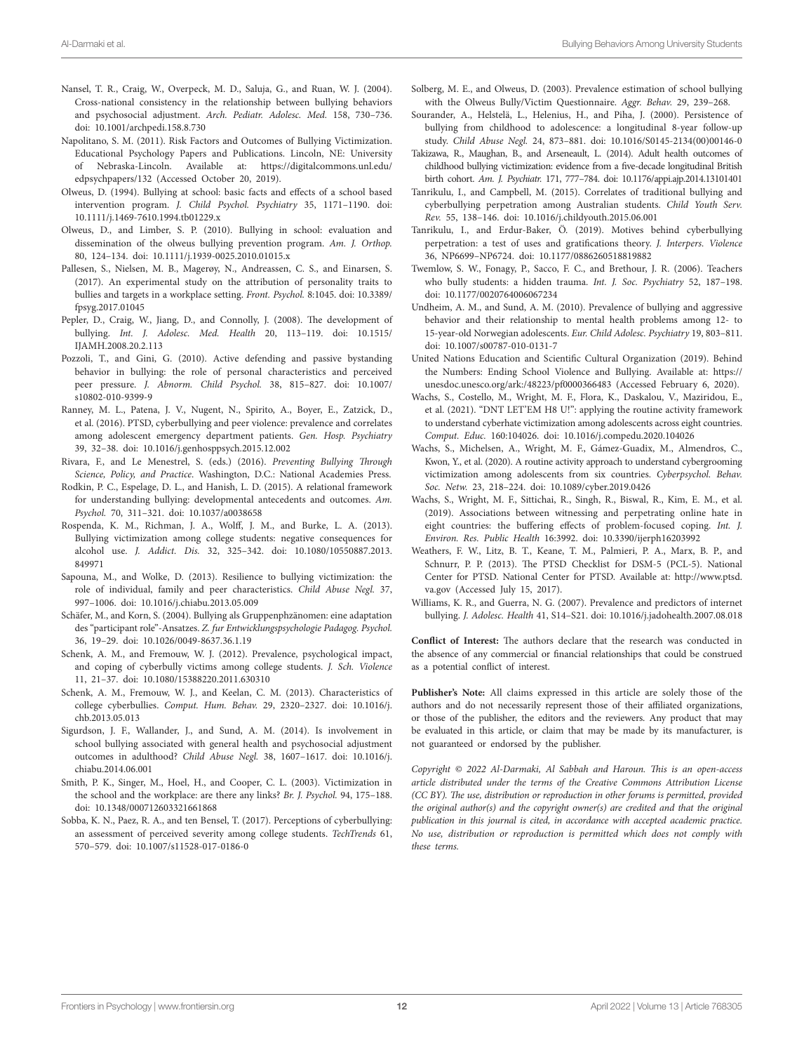Nansel, T. R., Craig, W., Overpeck, M. D., Saluja, G., and Ruan, W. J. (2004). Cross-national consistency in the relationship between bullying behaviors and psychosocial adjustment. *Arch. Pediatr. Adolesc. Med.* 158, 730–736. doi: 10.1001/archpedi.158.8.730

Napolitano, S. M. (2011). Risk Factors and Outcomes of Bullying Victimization. Educational Psychology Papers and Publications. Lincoln, NE: University of Nebraska-Lincoln. Available at: https://digitalcommons.unl.edu/edpsychpapers/132 (Accessed October 20, 2019).

Olweus, D. (1994). Bullying at school: basic facts and effects of a school based intervention program. *J. Child Psychol. Psychiatry* 35, 1171–1190. doi: 10.1111/j.1469-7610.1994.tb01229.x

Olweus, D., and Limber, S. P. (2010). Bullying in school: evaluation and dissemination of the olweus bullying prevention program. *Am. J. Orthop.* 80, 124–134. doi: 10.1111/j.1939-0025.2010.01015.x

Pallesen, S., Nielsen, M. B., Magerøy, N., Andreassen, C. S., and Einarsen, S. (2017). An experimental study on the attribution of personality traits to bullies and targets in a workplace setting. *Front. Psychol.* 8:1045. doi: 10.3389/fpsyg.2017.01045

Pepler, D., Craig, W., Jiang, D., and Connolly, J. (2008). The development of bullying. *Int. J. Adolesc. Med. Health* 20, 113–119. doi: 10.1515/IJAMH.2008.20.2.113

Pozzoli, T., and Gini, G. (2010). Active defending and passive bystanding behavior in bullying: the role of personal characteristics and perceived peer pressure. *J. Abnorm. Child Psychol.* 38, 815–827. doi: 10.1007/s10802-010-9399-9

Ranney, M. L., Patena, J. V., Nugent, N., Spirito, A., Boyer, E., Zatzick, D., et al. (2016). PTSD, cyberbullying and peer violence: prevalence and correlates among adolescent emergency department patients. *Gen. Hosp. Psychiatry* 39, 32–38. doi: 10.1016/j.genhosppsych.2015.12.002

Rivara, F., and Le Menestrel, S. (eds.) (2016). *Preventing Bullying Through Science, Policy, and Practice*. Washington, D.C.: National Academies Press.

Rodkin, P. C., Espelage, D. L., and Hanish, L. D. (2015). A relational framework for understanding bullying: developmental antecedents and outcomes. *Am. Psychol.* 70, 311–321. doi: 10.1037/a0038658

Rospenda, K. M., Richman, J. A., Wolff, J. M., and Burke, L. A. (2013). Bullying victimization among college students: negative consequences for alcohol use. *J. Addict. Dis.* 32, 325–342. doi: 10.1080/10550887.2013.849971

Sapouna, M., and Wolke, D. (2013). Resilience to bullying victimization: the role of individual, family and peer characteristics. *Child Abuse Negl.* 37, 997–1006. doi: 10.1016/j.chiabu.2013.05.009

Schäfer, M., and Korn, S. (2004). Bullying als Gruppenphzänomen: eine adaptation des "participant role"-Ansatzes. *Z. fur Entwicklungspsychologie Padagog. Psychol.* 36, 19–29. doi: 10.1026/0049-8637.36.1.19

Schenk, A. M., and Fremouw, W. J. (2012). Prevalence, psychological impact, and coping of cyberbully victims among college students. *J. Sch. Violence* 11, 21–37. doi: 10.1080/15388220.2011.630310

Schenk, A. M., Fremouw, W. J., and Keelan, C. M. (2013). Characteristics of college cyberbullies. *Comput. Hum. Behav.* 29, 2320–2327. doi: 10.1016/j.chb.2013.05.013

Sigurdson, J. F., Wallander, J., and Sund, A. M. (2014). Is involvement in school bullying associated with general health and psychosocial adjustment outcomes in adulthood? *Child Abuse Negl.* 38, 1607–1617. doi: 10.1016/j.chiabu.2014.06.001

Smith, P. K., Singer, M., Hoel, H., and Cooper, C. L. (2003). Victimization in the school and the workplace: are there any links? *Br. J. Psychol.* 94, 175–188. doi: 10.1348/000712603321661868

Sobba, K. N., Paez, R. A., and ten Bensel, T. (2017). Perceptions of cyberbullying: an assessment of perceived severity among college students. *TechTrends* 61, 570–579. doi: 10.1007/s11528-017-0186-0

Solberg, M. E., and Olweus, D. (2003). Prevalence estimation of school bullying with the Olweus Bully/Victim Questionnaire. *Aggr. Behav.* 29, 239–268.

Sourander, A., Helstelä, L., Helenius, H., and Piha, J. (2000). Persistence of bullying from childhood to adolescence: a longitudinal 8-year follow-up study. *Child Abuse Negl.* 24, 873–881. doi: 10.1016/S0145-2134(00)00146-0

Takizawa, R., Maughan, B., and Arseneault, L. (2014). Adult health outcomes of childhood bullying victimization: evidence from a five-decade longitudinal British birth cohort. *Am. J. Psychiatr.* 171, 777–784. doi: 10.1176/appi.ajp.2014.13101401

Tanrikulu, I., and Campbell, M. (2015). Correlates of traditional bullying and cyberbullying perpetration among Australian students. *Child Youth Serv. Rev.* 55, 138–146. doi: 10.1016/j.childyouth.2015.06.001

Tanrikulu, I., and Erdur-Baker, Ö. (2019). Motives behind cyberbullying perpetration: a test of uses and gratifications theory. *J. Interpers. Violence* 36, NP6699–NP6724. doi: 10.1177/0886260518819882

Twemlow, S. W., Fonagy, P., Sacco, F. C., and Brethour, J. R. (2006). Teachers who bully students: a hidden trauma. *Int. J. Soc. Psychiatry* 52, 187–198. doi: 10.1177/0020764006067234

Undheim, A. M., and Sund, A. M. (2010). Prevalence of bullying and aggressive behavior and their relationship to mental health problems among 12- to 15-year-old Norwegian adolescents. *Eur. Child Adolesc. Psychiatry* 19, 803–811. doi: 10.1007/s00787-010-0131-7

United Nations Education and Scientific Cultural Organization (2019). Behind the Numbers: Ending School Violence and Bullying. Available at: https://unesdoc.unesco.org/ark:/48223/pf0000366483 (Accessed February 6, 2020).

Wachs, S., Costello, M., Wright, M. F., Flora, K., Daskalou, V., Maziridou, E., et al. (2021). "DNT LET'EM H8 U!": applying the routine activity framework to understand cyberhate victimization among adolescents across eight countries. *Comput. Educ.* 160:104026. doi: 10.1016/j.compedu.2020.104026

Wachs, S., Michelsen, A., Wright, M. F., Gámez-Guadix, M., Almendros, C., Kwon, Y., et al. (2020). A routine activity approach to understand cybergrooming victimization among adolescents from six countries. *Cyberpsychol. Behav. Soc. Netw.* 23, 218–224. doi: 10.1089/cyber.2019.0426

Wachs, S., Wright, M. F., Sittichai, R., Singh, R., Biswal, R., Kim, E. M., et al. (2019). Associations between witnessing and perpetrating online hate in eight countries: the buffering effects of problem-focused coping. *Int. J. Environ. Res. Public Health* 16:3992. doi: 10.3390/ijerph16203992

Weathers, F. W., Litz, B. T., Keane, T. M., Palmieri, P. A., Marx, B. P., and Schnurr, P. P. (2013). The PTSD Checklist for DSM-5 (PCL-5). National Center for PTSD. National Center for PTSD. Available at: http://www.ptsd.va.gov (Accessed July 15, 2017).

Williams, K. R., and Guerra, N. G. (2007). Prevalence and predictors of internet bullying. *J. Adolesc. Health* 41, S14–S21. doi: 10.1016/j.jadohealth.2007.08.018

**Conflict of Interest:** The authors declare that the research was conducted in the absence of any commercial or financial relationships that could be construed as a potential conflict of interest.

**Publisher's Note:** All claims expressed in this article are solely those of the authors and do not necessarily represent those of their affiliated organizations, or those of the publisher, the editors and the reviewers. Any product that may be evaluated in this article, or claim that may be made by its manufacturer, is not guaranteed or endorsed by the publisher.

*Copyright © 2022 Al-Darmaki, Al Sabbah and Haroun. This is an open-access article distributed under the terms of the Creative Commons Attribution License (CC BY). The use, distribution or reproduction in other forums is permitted, provided the original author(s) and the copyright owner(s) are credited and that the original publication in this journal is cited, in accordance with accepted academic practice. No use, distribution or reproduction is permitted which does not comply with these terms.*